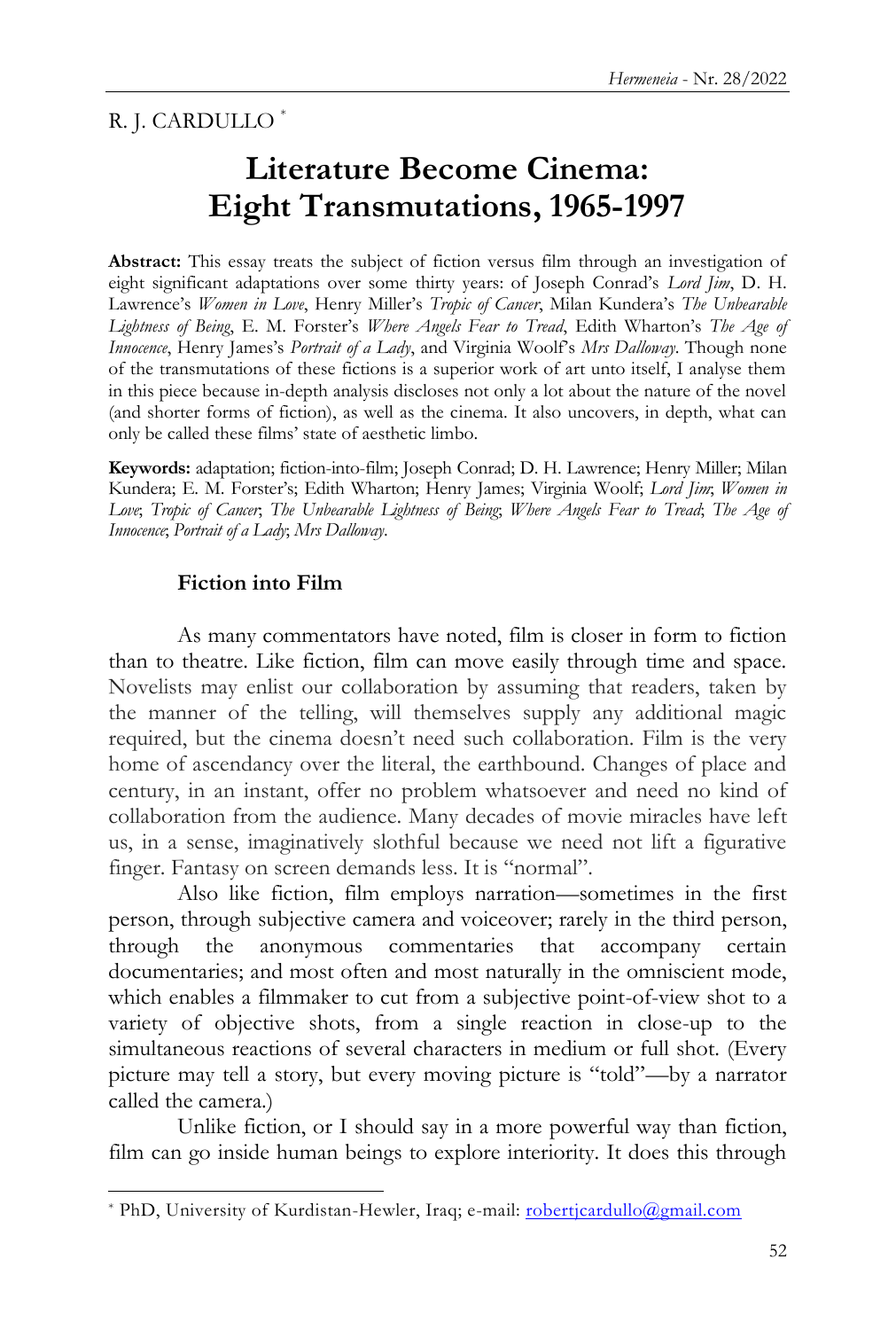R. J. CARDULLO [*]

# Literature Become Cinema: Eight Transmutations, 1965-1997

**Abstract:** This essay treats the subject of fiction versus film through an investigation of eight significant adaptations over some thirty years: of Joseph Conrad's *Lord Jim*, D. H. Lawrence's *Women in Love*, Henry Miller's *Tropic of Cancer*, Milan Kundera's *The Unbearable Lightness of Being*, E. M. Forster's *Where Angels Fear to Tread*, Edith Wharton's *The Age of Innocence*, Henry James's *Portrait of a Lady*, and Virginia Woolf's *Mrs Dalloway*. Though none of the transmutations of these fictions is a superior work of art unto itself, I analyse them in this piece because in-depth analysis discloses not only a lot about the nature of the novel (and shorter forms of fiction), as well as the cinema. It also uncovers, in depth, what can only be called these films' state of aesthetic limbo.

**Keywords:** adaptation; fiction-into-film; Joseph Conrad; D. H. Lawrence; Henry Miller; Milan Kundera; E. M. Forster's; Edith Wharton; Henry James; Virginia Woolf; *Lord Jim*; *Women in Love*; *Tropic of Cancer*; *The Unbearable Lightness of Being*; *Where Angels Fear to Tread*; *The Age of Innocence*; *Portrait of a Lady*; *Mrs Dalloway*.

## Fiction into Film

As many commentators have noted, film is closer in form to fiction than to theatre. Like fiction, film can move easily through time and space. Novelists may enlist our collaboration by assuming that readers, taken by the manner of the telling, will themselves supply any additional magic required, but the cinema doesn't need such collaboration. Film is the very home of ascendancy over the literal, the earthbound. Changes of place and century, in an instant, offer no problem whatsoever and need no kind of collaboration from the audience. Many decades of movie miracles have left us, in a sense, imaginatively slothful because we need not lift a figurative finger. Fantasy on screen demands less. It is "normal".

Also like fiction, film employs narration—sometimes in the first person, through subjective camera and voiceover; rarely in the third person, through the anonymous commentaries that accompany certain documentaries; and most often and most naturally in the omniscient mode, which enables a filmmaker to cut from a subjective point-of-view shot to a variety of objective shots, from a single reaction in close-up to the simultaneous reactions of several characters in medium or full shot. (Every picture may tell a story, but every moving picture is "told"—by a narrator called the camera.)

Unlike fiction, or I should say in a more powerful way than fiction, film can go inside human beings to explore interiority. It does this through

---

[*] PhD, University of Kurdistan-Hewler, Iraq; e-mail: robertjcardullo@gmail.com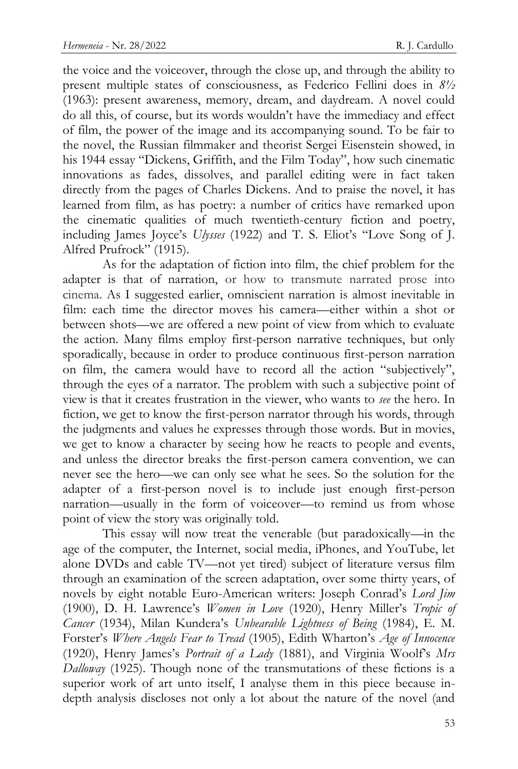the voice and the voiceover, through the close up, and through the ability to present multiple states of consciousness, as Federico Fellini does in *8½* (1963): present awareness, memory, dream, and daydream. A novel could do all this, of course, but its words wouldn't have the immediacy and effect of film, the power of the image and its accompanying sound. To be fair to the novel, the Russian filmmaker and theorist Sergei Eisenstein showed, in his 1944 essay "Dickens, Griffith, and the Film Today", how such cinematic innovations as fades, dissolves, and parallel editing were in fact taken directly from the pages of Charles Dickens. And to praise the novel, it has learned from film, as has poetry: a number of critics have remarked upon the cinematic qualities of much twentieth-century fiction and poetry, including James Joyce's *Ulysses* (1922) and T. S. Eliot's "Love Song of J. Alfred Prufrock" (1915).

As for the adaptation of fiction into film, the chief problem for the adapter is that of narration, or how to transmute narrated prose into cinema. As I suggested earlier, omniscient narration is almost inevitable in film: each time the director moves his camera—either within a shot or between shots—we are offered a new point of view from which to evaluate the action. Many films employ first-person narrative techniques, but only sporadically, because in order to produce continuous first-person narration on film, the camera would have to record all the action "subjectively", through the eyes of a narrator. The problem with such a subjective point of view is that it creates frustration in the viewer, who wants to *see* the hero. In fiction, we get to know the first-person narrator through his words, through the judgments and values he expresses through those words. But in movies, we get to know a character by seeing how he reacts to people and events, and unless the director breaks the first-person camera convention, we can never see the hero—we can only see what he sees. So the solution for the adapter of a first-person novel is to include just enough first-person narration—usually in the form of voiceover—to remind us from whose point of view the story was originally told.

This essay will now treat the venerable (but paradoxically—in the age of the computer, the Internet, social media, iPhones, and YouTube, let alone DVDs and cable TV—not yet tired) subject of literature versus film through an examination of the screen adaptation, over some thirty years, of novels by eight notable Euro-American writers: Joseph Conrad's *Lord Jim* (1900), D. H. Lawrence's *Women in Love* (1920), Henry Miller's *Tropic of Cancer* (1934), Milan Kundera's *Unbearable Lightness of Being* (1984), E. M. Forster's *Where Angels Fear to Tread* (1905), Edith Wharton's *Age of Innocence* (1920), Henry James's *Portrait of a Lady* (1881), and Virginia Woolf's *Mrs Dalloway* (1925). Though none of the transmutations of these fictions is a superior work of art unto itself, I analyse them in this piece because in-depth analysis discloses not only a lot about the nature of the novel (and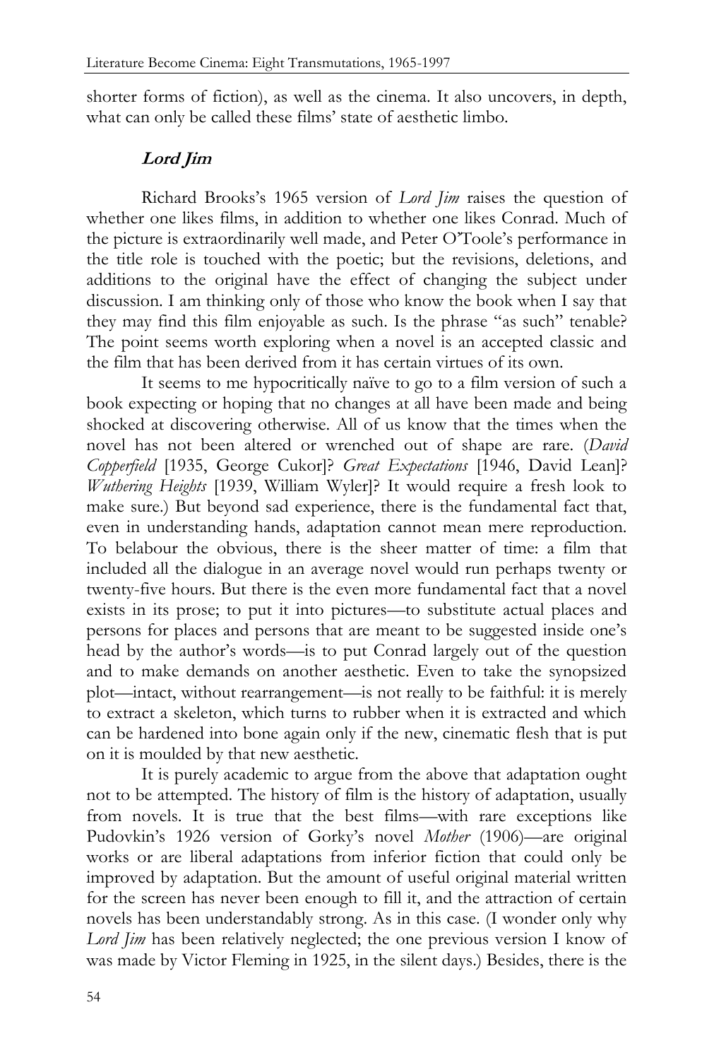shorter forms of fiction), as well as the cinema. It also uncovers, in depth, what can only be called these films' state of aesthetic limbo.

### *Lord Jim*

Richard Brooks's 1965 version of *Lord Jim* raises the question of whether one likes films, in addition to whether one likes Conrad. Much of the picture is extraordinarily well made, and Peter O'Toole's performance in the title role is touched with the poetic; but the revisions, deletions, and additions to the original have the effect of changing the subject under discussion. I am thinking only of those who know the book when I say that they may find this film enjoyable as such. Is the phrase "as such" tenable? The point seems worth exploring when a novel is an accepted classic and the film that has been derived from it has certain virtues of its own.

It seems to me hypocritically naïve to go to a film version of such a book expecting or hoping that no changes at all have been made and being shocked at discovering otherwise. All of us know that the times when the novel has not been altered or wrenched out of shape are rare. (*David Copperfield* [1935, George Cukor]? *Great Expectations* [1946, David Lean]? *Wuthering Heights* [1939, William Wyler]? It would require a fresh look to make sure.) But beyond sad experience, there is the fundamental fact that, even in understanding hands, adaptation cannot mean mere reproduction. To belabour the obvious, there is the sheer matter of time: a film that included all the dialogue in an average novel would run perhaps twenty or twenty-five hours. But there is the even more fundamental fact that a novel exists in its prose; to put it into pictures—to substitute actual places and persons for places and persons that are meant to be suggested inside one's head by the author's words—is to put Conrad largely out of the question and to make demands on another aesthetic. Even to take the synopsized plot—intact, without rearrangement—is not really to be faithful: it is merely to extract a skeleton, which turns to rubber when it is extracted and which can be hardened into bone again only if the new, cinematic flesh that is put on it is moulded by that new aesthetic.

It is purely academic to argue from the above that adaptation ought not to be attempted. The history of film is the history of adaptation, usually from novels. It is true that the best films—with rare exceptions like Pudovkin's 1926 version of Gorky's novel *Mother* (1906)—are original works or are liberal adaptations from inferior fiction that could only be improved by adaptation. But the amount of useful original material written for the screen has never been enough to fill it, and the attraction of certain novels has been understandably strong. As in this case. (I wonder only why *Lord Jim* has been relatively neglected; the one previous version I know of was made by Victor Fleming in 1925, in the silent days.) Besides, there is the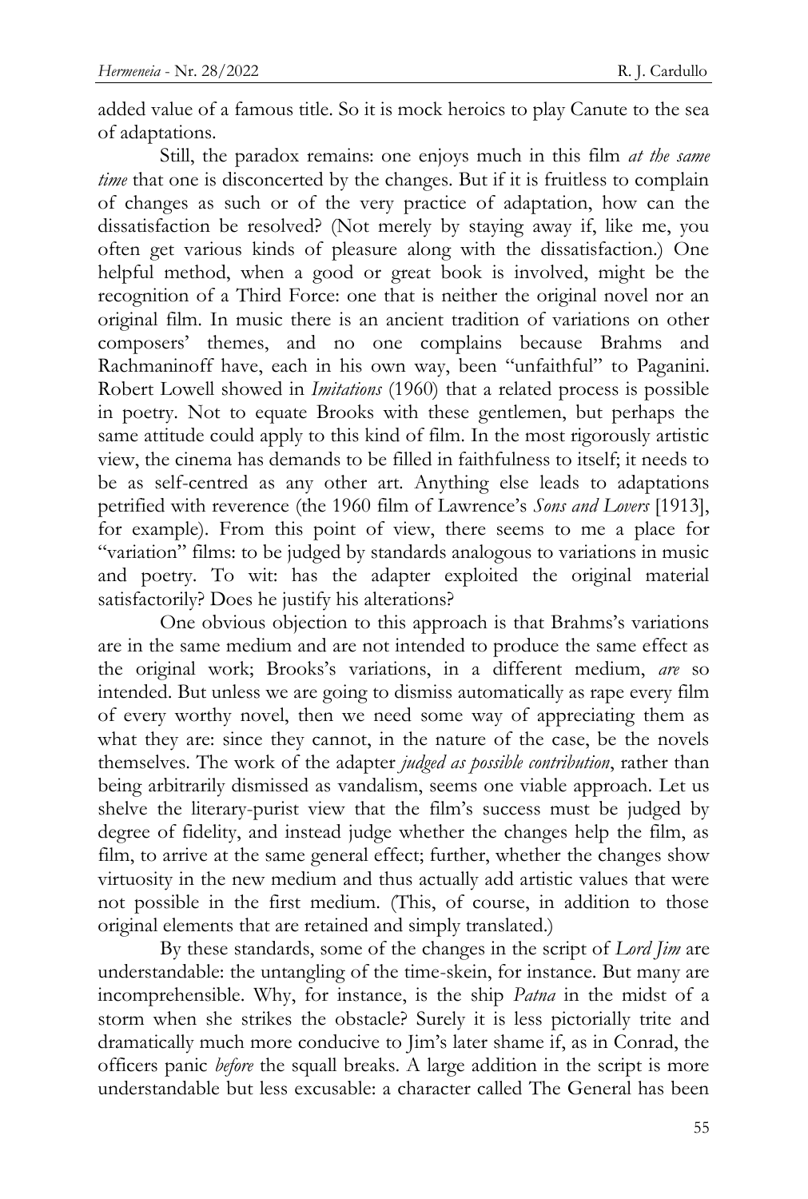added value of a famous title. So it is mock heroics to play Canute to the sea of adaptations.

Still, the paradox remains: one enjoys much in this film *at the same time* that one is disconcerted by the changes. But if it is fruitless to complain of changes as such or of the very practice of adaptation, how can the dissatisfaction be resolved? (Not merely by staying away if, like me, you often get various kinds of pleasure along with the dissatisfaction.) One helpful method, when a good or great book is involved, might be the recognition of a Third Force: one that is neither the original novel nor an original film. In music there is an ancient tradition of variations on other composers' themes, and no one complains because Brahms and Rachmaninoff have, each in his own way, been "unfaithful" to Paganini. Robert Lowell showed in *Imitations* (1960) that a related process is possible in poetry. Not to equate Brooks with these gentlemen, but perhaps the same attitude could apply to this kind of film. In the most rigorously artistic view, the cinema has demands to be filled in faithfulness to itself; it needs to be as self-centred as any other art. Anything else leads to adaptations petrified with reverence (the 1960 film of Lawrence's *Sons and Lovers* [1913], for example). From this point of view, there seems to me a place for "variation" films: to be judged by standards analogous to variations in music and poetry. To wit: has the adapter exploited the original material satisfactorily? Does he justify his alterations?

One obvious objection to this approach is that Brahms's variations are in the same medium and are not intended to produce the same effect as the original work; Brooks's variations, in a different medium, *are* so intended. But unless we are going to dismiss automatically as rape every film of every worthy novel, then we need some way of appreciating them as what they are: since they cannot, in the nature of the case, be the novels themselves. The work of the adapter *judged as possible contribution*, rather than being arbitrarily dismissed as vandalism, seems one viable approach. Let us shelve the literary-purist view that the film's success must be judged by degree of fidelity, and instead judge whether the changes help the film, as film, to arrive at the same general effect; further, whether the changes show virtuosity in the new medium and thus actually add artistic values that were not possible in the first medium. (This, of course, in addition to those original elements that are retained and simply translated.)

By these standards, some of the changes in the script of *Lord Jim* are understandable: the untangling of the time-skein, for instance. But many are incomprehensible. Why, for instance, is the ship *Patna* in the midst of a storm when she strikes the obstacle? Surely it is less pictorially trite and dramatically much more conducive to Jim's later shame if, as in Conrad, the officers panic *before* the squall breaks. A large addition in the script is more understandable but less excusable: a character called The General has been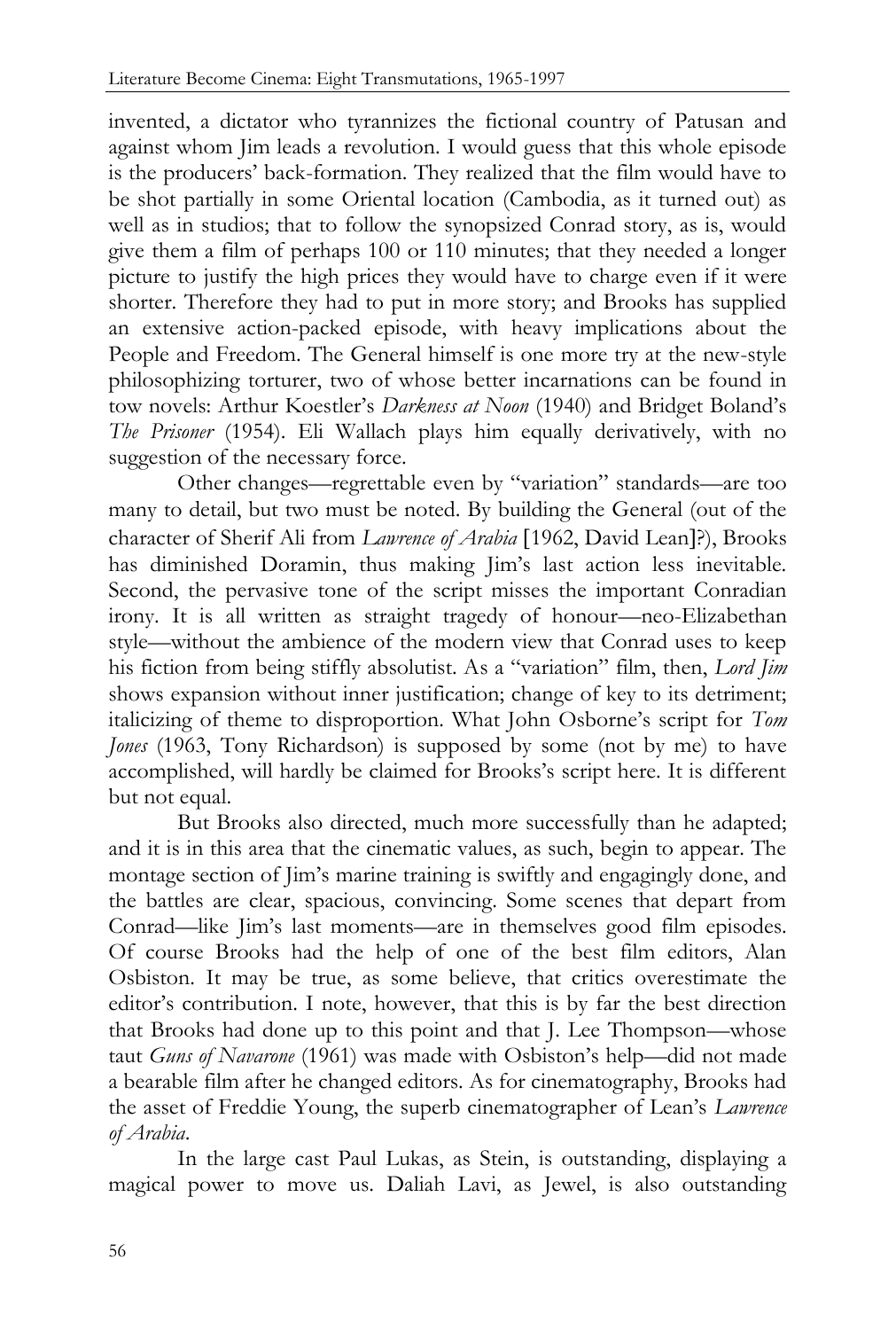invented, a dictator who tyrannizes the fictional country of Patusan and against whom Jim leads a revolution. I would guess that this whole episode is the producers' back-formation. They realized that the film would have to be shot partially in some Oriental location (Cambodia, as it turned out) as well as in studios; that to follow the synopsized Conrad story, as is, would give them a film of perhaps 100 or 110 minutes; that they needed a longer picture to justify the high prices they would have to charge even if it were shorter. Therefore they had to put in more story; and Brooks has supplied an extensive action-packed episode, with heavy implications about the People and Freedom. The General himself is one more try at the new-style philosophizing torturer, two of whose better incarnations can be found in tow novels: Arthur Koestler's *Darkness at Noon* (1940) and Bridget Boland's *The Prisoner* (1954). Eli Wallach plays him equally derivatively, with no suggestion of the necessary force.

Other changes—regrettable even by "variation" standards—are too many to detail, but two must be noted. By building the General (out of the character of Sherif Ali from *Lawrence of Arabia* [1962, David Lean]?), Brooks has diminished Doramin, thus making Jim's last action less inevitable. Second, the pervasive tone of the script misses the important Conradian irony. It is all written as straight tragedy of honour—neo-Elizabethan style—without the ambience of the modern view that Conrad uses to keep his fiction from being stiffly absolutist. As a "variation" film, then, *Lord Jim* shows expansion without inner justification; change of key to its detriment; italicizing of theme to disproportion. What John Osborne's script for *Tom Jones* (1963, Tony Richardson) is supposed by some (not by me) to have accomplished, will hardly be claimed for Brooks's script here. It is different but not equal.

But Brooks also directed, much more successfully than he adapted; and it is in this area that the cinematic values, as such, begin to appear. The montage section of Jim's marine training is swiftly and engagingly done, and the battles are clear, spacious, convincing. Some scenes that depart from Conrad—like Jim's last moments—are in themselves good film episodes. Of course Brooks had the help of one of the best film editors, Alan Osbiston. It may be true, as some believe, that critics overestimate the editor's contribution. I note, however, that this is by far the best direction that Brooks had done up to this point and that J. Lee Thompson—whose taut *Guns of Navarone* (1961) was made with Osbiston's help—did not made a bearable film after he changed editors. As for cinematography, Brooks had the asset of Freddie Young, the superb cinematographer of Lean's *Lawrence of Arabia*.

In the large cast Paul Lukas, as Stein, is outstanding, displaying a magical power to move us. Daliah Lavi, as Jewel, is also outstanding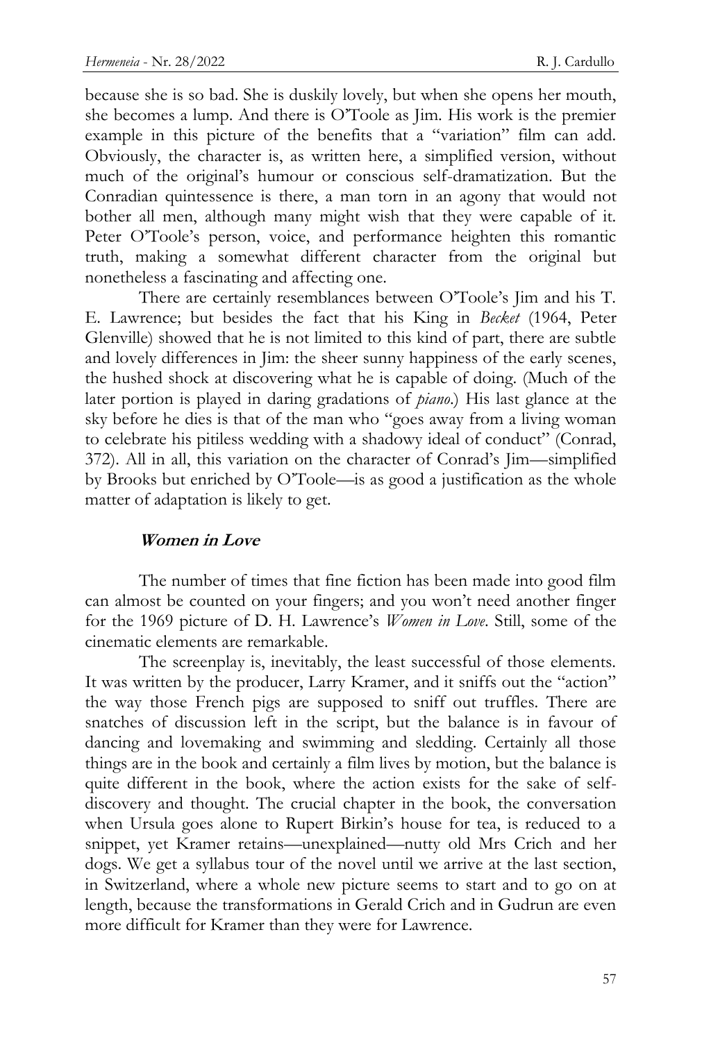because she is so bad. She is duskily lovely, but when she opens her mouth, she becomes a lump. And there is O'Toole as Jim. His work is the premier example in this picture of the benefits that a "variation" film can add. Obviously, the character is, as written here, a simplified version, without much of the original's humour or conscious self-dramatization. But the Conradian quintessence is there, a man torn in an agony that would not bother all men, although many might wish that they were capable of it. Peter O'Toole's person, voice, and performance heighten this romantic truth, making a somewhat different character from the original but nonetheless a fascinating and affecting one.

There are certainly resemblances between O'Toole's Jim and his T. E. Lawrence; but besides the fact that his King in *Becket* (1964, Peter Glenville) showed that he is not limited to this kind of part, there are subtle and lovely differences in Jim: the sheer sunny happiness of the early scenes, the hushed shock at discovering what he is capable of doing. (Much of the later portion is played in daring gradations of *piano*.) His last glance at the sky before he dies is that of the man who "goes away from a living woman to celebrate his pitiless wedding with a shadowy ideal of conduct" (Conrad, 372). All in all, this variation on the character of Conrad's Jim—simplified by Brooks but enriched by O'Toole—is as good a justification as the whole matter of adaptation is likely to get.

### *Women in Love*

The number of times that fine fiction has been made into good film can almost be counted on your fingers; and you won't need another finger for the 1969 picture of D. H. Lawrence's *Women in Love*. Still, some of the cinematic elements are remarkable.

The screenplay is, inevitably, the least successful of those elements. It was written by the producer, Larry Kramer, and it sniffs out the "action" the way those French pigs are supposed to sniff out truffles. There are snatches of discussion left in the script, but the balance is in favour of dancing and lovemaking and swimming and sledding. Certainly all those things are in the book and certainly a film lives by motion, but the balance is quite different in the book, where the action exists for the sake of self-discovery and thought. The crucial chapter in the book, the conversation when Ursula goes alone to Rupert Birkin's house for tea, is reduced to a snippet, yet Kramer retains—unexplained—nutty old Mrs Crich and her dogs. We get a syllabus tour of the novel until we arrive at the last section, in Switzerland, where a whole new picture seems to start and to go on at length, because the transformations in Gerald Crich and in Gudrun are even more difficult for Kramer than they were for Lawrence.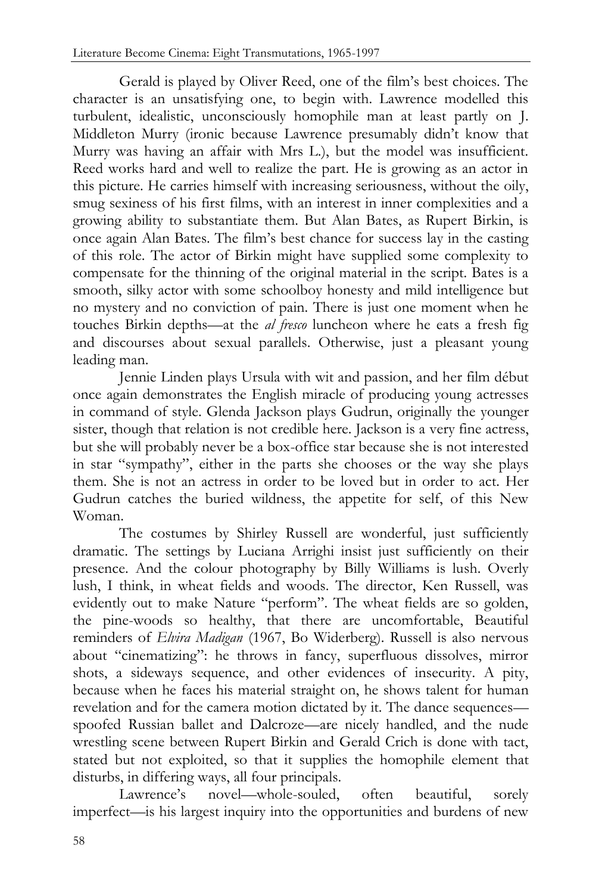Gerald is played by Oliver Reed, one of the film's best choices. The character is an unsatisfying one, to begin with. Lawrence modelled this turbulent, idealistic, unconsciously homophile man at least partly on J. Middleton Murry (ironic because Lawrence presumably didn't know that Murry was having an affair with Mrs L.), but the model was insufficient. Reed works hard and well to realize the part. He is growing as an actor in this picture. He carries himself with increasing seriousness, without the oily, smug sexiness of his first films, with an interest in inner complexities and a growing ability to substantiate them. But Alan Bates, as Rupert Birkin, is once again Alan Bates. The film's best chance for success lay in the casting of this role. The actor of Birkin might have supplied some complexity to compensate for the thinning of the original material in the script. Bates is a smooth, silky actor with some schoolboy honesty and mild intelligence but no mystery and no conviction of pain. There is just one moment when he touches Birkin depths—at the *al fresco* luncheon where he eats a fresh fig and discourses about sexual parallels. Otherwise, just a pleasant young leading man.

Jennie Linden plays Ursula with wit and passion, and her film début once again demonstrates the English miracle of producing young actresses in command of style. Glenda Jackson plays Gudrun, originally the younger sister, though that relation is not credible here. Jackson is a very fine actress, but she will probably never be a box-office star because she is not interested in star "sympathy", either in the parts she chooses or the way she plays them. She is not an actress in order to be loved but in order to act. Her Gudrun catches the buried wildness, the appetite for self, of this New Woman.

The costumes by Shirley Russell are wonderful, just sufficiently dramatic. The settings by Luciana Arrighi insist just sufficiently on their presence. And the colour photography by Billy Williams is lush. Overly lush, I think, in wheat fields and woods. The director, Ken Russell, was evidently out to make Nature "perform". The wheat fields are so golden, the pine-woods so healthy, that there are uncomfortable, Beautiful reminders of *Elvira Madigan* (1967, Bo Widerberg). Russell is also nervous about "cinematizing": he throws in fancy, superfluous dissolves, mirror shots, a sideways sequence, and other evidences of insecurity. A pity, because when he faces his material straight on, he shows talent for human revelation and for the camera motion dictated by it. The dance sequences—spoofed Russian ballet and Dalcroze—are nicely handled, and the nude wrestling scene between Rupert Birkin and Gerald Crich is done with tact, stated but not exploited, so that it supplies the homophile element that disturbs, in differing ways, all four principals.

Lawrence's novel—whole-souled, often beautiful, sorely imperfect—is his largest inquiry into the opportunities and burdens of new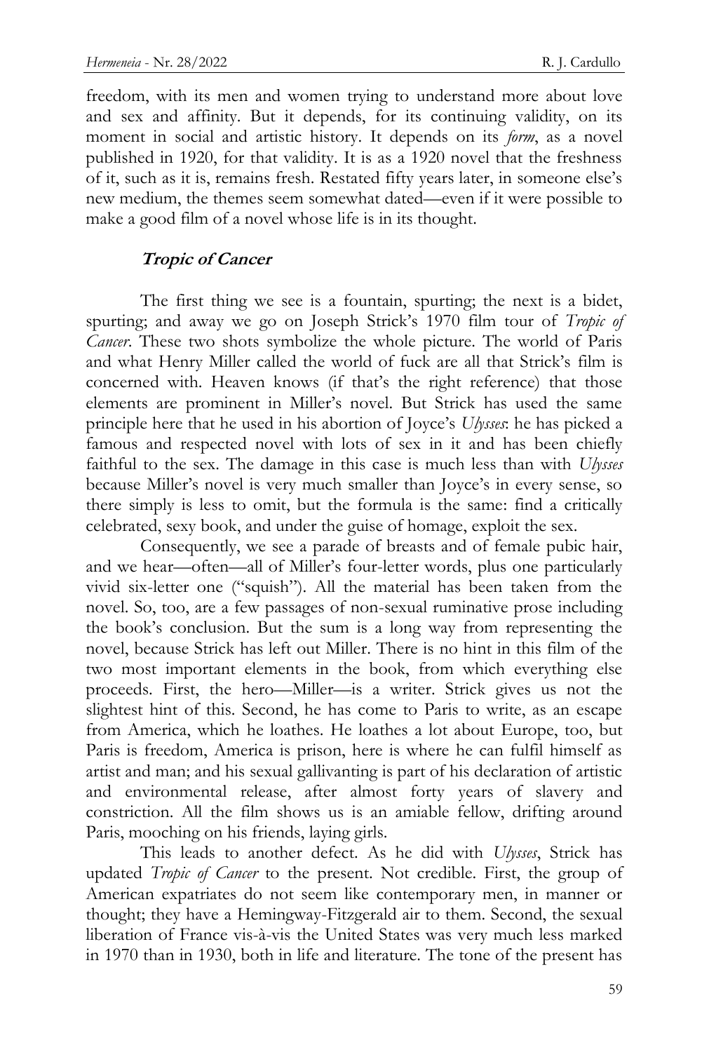freedom, with its men and women trying to understand more about love and sex and affinity. But it depends, for its continuing validity, on its moment in social and artistic history. It depends on its *form*, as a novel published in 1920, for that validity. It is as a 1920 novel that the freshness of it, such as it is, remains fresh. Restated fifty years later, in someone else's new medium, the themes seem somewhat dated—even if it were possible to make a good film of a novel whose life is in its thought.

### ***Tropic of Cancer***

The first thing we see is a fountain, spurting; the next is a bidet, spurting; and away we go on Joseph Strick's 1970 film tour of *Tropic of Cancer*. These two shots symbolize the whole picture. The world of Paris and what Henry Miller called the world of fuck are all that Strick's film is concerned with. Heaven knows (if that's the right reference) that those elements are prominent in Miller's novel. But Strick has used the same principle here that he used in his abortion of Joyce's *Ulysses*: he has picked a famous and respected novel with lots of sex in it and has been chiefly faithful to the sex. The damage in this case is much less than with *Ulysses* because Miller's novel is very much smaller than Joyce's in every sense, so there simply is less to omit, but the formula is the same: find a critically celebrated, sexy book, and under the guise of homage, exploit the sex.

Consequently, we see a parade of breasts and of female pubic hair, and we hear—often—all of Miller's four-letter words, plus one particularly vivid six-letter one ("squish"). All the material has been taken from the novel. So, too, are a few passages of non-sexual ruminative prose including the book's conclusion. But the sum is a long way from representing the novel, because Strick has left out Miller. There is no hint in this film of the two most important elements in the book, from which everything else proceeds. First, the hero—Miller—is a writer. Strick gives us not the slightest hint of this. Second, he has come to Paris to write, as an escape from America, which he loathes. He loathes a lot about Europe, too, but Paris is freedom, America is prison, here is where he can fulfil himself as artist and man; and his sexual gallivanting is part of his declaration of artistic and environmental release, after almost forty years of slavery and constriction. All the film shows us is an amiable fellow, drifting around Paris, mooching on his friends, laying girls.

This leads to another defect. As he did with *Ulysses*, Strick has updated *Tropic of Cancer* to the present. Not credible. First, the group of American expatriates do not seem like contemporary men, in manner or thought; they have a Hemingway-Fitzgerald air to them. Second, the sexual liberation of France vis-à-vis the United States was very much less marked in 1970 than in 1930, both in life and literature. The tone of the present has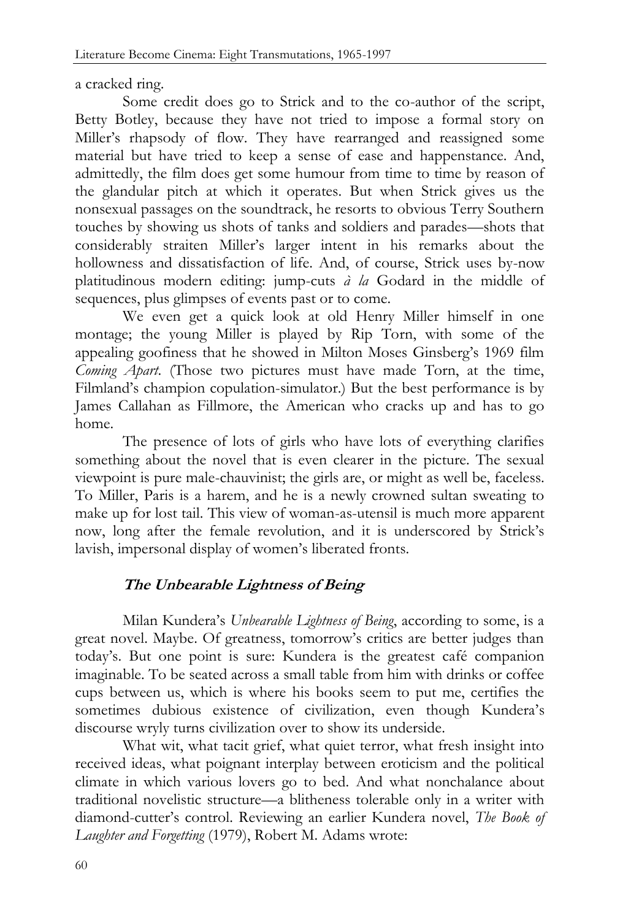a cracked ring.

Some credit does go to Strick and to the co-author of the script, Betty Botley, because they have not tried to impose a formal story on Miller's rhapsody of flow. They have rearranged and reassigned some material but have tried to keep a sense of ease and happenstance. And, admittedly, the film does get some humour from time to time by reason of the glandular pitch at which it operates. But when Strick gives us the nonsexual passages on the soundtrack, he resorts to obvious Terry Southern touches by showing us shots of tanks and soldiers and parades—shots that considerably straiten Miller's larger intent in his remarks about the hollowness and dissatisfaction of life. And, of course, Strick uses by-now platitudinous modern editing: jump-cuts *à la* Godard in the middle of sequences, plus glimpses of events past or to come.

We even get a quick look at old Henry Miller himself in one montage; the young Miller is played by Rip Torn, with some of the appealing goofiness that he showed in Milton Moses Ginsberg's 1969 film *Coming Apart*. (Those two pictures must have made Torn, at the time, Filmland's champion copulation-simulator.) But the best performance is by James Callahan as Fillmore, the American who cracks up and has to go home.

The presence of lots of girls who have lots of everything clarifies something about the novel that is even clearer in the picture. The sexual viewpoint is pure male-chauvinist; the girls are, or might as well be, faceless. To Miller, Paris is a harem, and he is a newly crowned sultan sweating to make up for lost tail. This view of woman-as-utensil is much more apparent now, long after the female revolution, and it is underscored by Strick's lavish, impersonal display of women's liberated fronts.

### *The Unbearable Lightness of Being*

Milan Kundera's *Unbearable Lightness of Being*, according to some, is a great novel. Maybe. Of greatness, tomorrow's critics are better judges than today's. But one point is sure: Kundera is the greatest café companion imaginable. To be seated across a small table from him with drinks or coffee cups between us, which is where his books seem to put me, certifies the sometimes dubious existence of civilization, even though Kundera's discourse wryly turns civilization over to show its underside.

What wit, what tacit grief, what quiet terror, what fresh insight into received ideas, what poignant interplay between eroticism and the political climate in which various lovers go to bed. And what nonchalance about traditional novelistic structure—a blitheness tolerable only in a writer with diamond-cutter's control. Reviewing an earlier Kundera novel, *The Book of Laughter and Forgetting* (1979), Robert M. Adams wrote: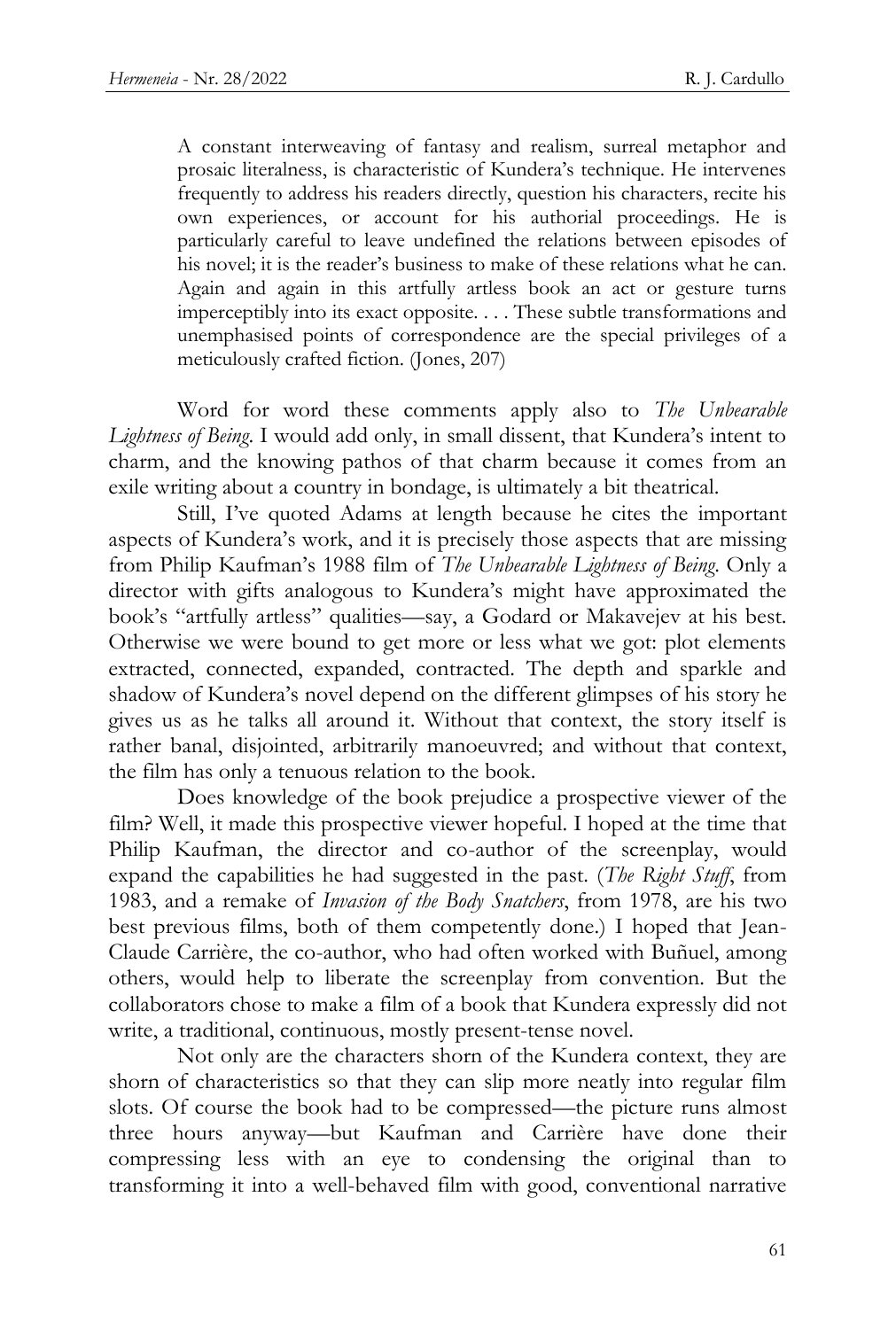> A constant interweaving of fantasy and realism, surreal metaphor and prosaic literalness, is characteristic of Kundera's technique. He intervenes frequently to address his readers directly, question his characters, recite his own experiences, or account for his authorial proceedings. He is particularly careful to leave undefined the relations between episodes of his novel; it is the reader's business to make of these relations what he can. Again and again in this artfully artless book an act or gesture turns imperceptibly into its exact opposite. . . . These subtle transformations and unemphasised points of correspondence are the special privileges of a meticulously crafted fiction. (Jones, 207)

Word for word these comments apply also to *The Unbearable Lightness of Being*. I would add only, in small dissent, that Kundera's intent to charm, and the knowing pathos of that charm because it comes from an exile writing about a country in bondage, is ultimately a bit theatrical.

Still, I've quoted Adams at length because he cites the important aspects of Kundera's work, and it is precisely those aspects that are missing from Philip Kaufman's 1988 film of *The Unbearable Lightness of Being*. Only a director with gifts analogous to Kundera's might have approximated the book's "artfully artless" qualities—say, a Godard or Makavejev at his best. Otherwise we were bound to get more or less what we got: plot elements extracted, connected, expanded, contracted. The depth and sparkle and shadow of Kundera's novel depend on the different glimpses of his story he gives us as he talks all around it. Without that context, the story itself is rather banal, disjointed, arbitrarily manoeuvred; and without that context, the film has only a tenuous relation to the book.

Does knowledge of the book prejudice a prospective viewer of the film? Well, it made this prospective viewer hopeful. I hoped at the time that Philip Kaufman, the director and co-author of the screenplay, would expand the capabilities he had suggested in the past. (*The Right Stuff*, from 1983, and a remake of *Invasion of the Body Snatchers*, from 1978, are his two best previous films, both of them competently done.) I hoped that Jean-Claude Carrière, the co-author, who had often worked with Buñuel, among others, would help to liberate the screenplay from convention. But the collaborators chose to make a film of a book that Kundera expressly did not write, a traditional, continuous, mostly present-tense novel.

Not only are the characters shorn of the Kundera context, they are shorn of characteristics so that they can slip more neatly into regular film slots. Of course the book had to be compressed—the picture runs almost three hours anyway—but Kaufman and Carrière have done their compressing less with an eye to condensing the original than to transforming it into a well-behaved film with good, conventional narrative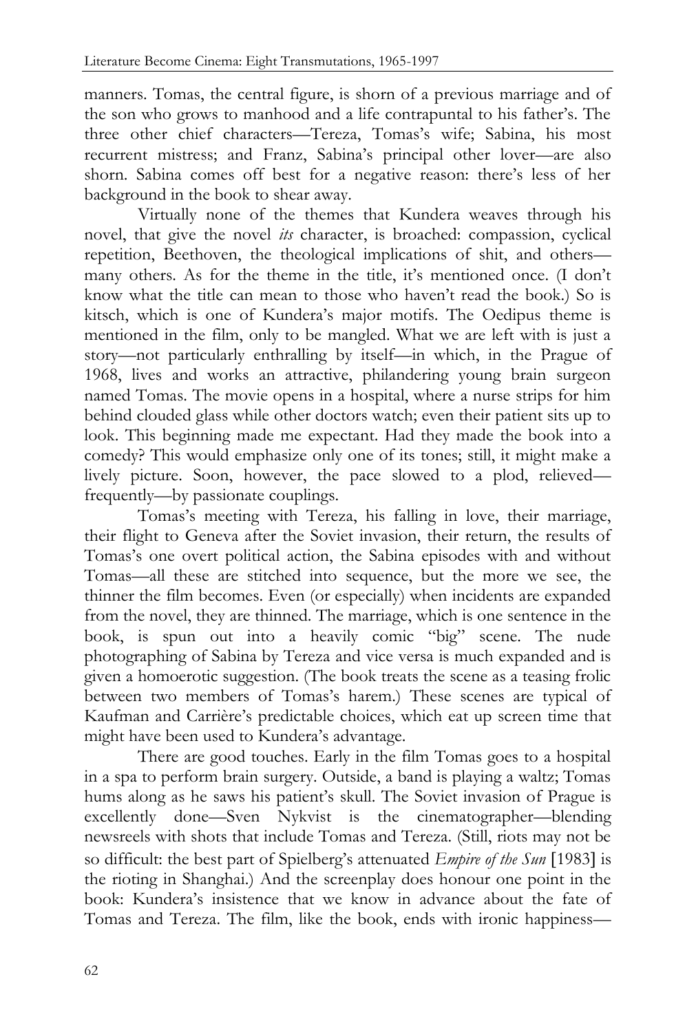manners. Tomas, the central figure, is shorn of a previous marriage and of the son who grows to manhood and a life contrapuntal to his father's. The three other chief characters—Tereza, Tomas's wife; Sabina, his most recurrent mistress; and Franz, Sabina's principal other lover—are also shorn. Sabina comes off best for a negative reason: there's less of her background in the book to shear away.

Virtually none of the themes that Kundera weaves through his novel, that give the novel *its* character, is broached: compassion, cyclical repetition, Beethoven, the theological implications of shit, and others—many others. As for the theme in the title, it's mentioned once. (I don't know what the title can mean to those who haven't read the book.) So is kitsch, which is one of Kundera's major motifs. The Oedipus theme is mentioned in the film, only to be mangled. What we are left with is just a story—not particularly enthralling by itself—in which, in the Prague of 1968, lives and works an attractive, philandering young brain surgeon named Tomas. The movie opens in a hospital, where a nurse strips for him behind clouded glass while other doctors watch; even their patient sits up to look. This beginning made me expectant. Had they made the book into a comedy? This would emphasize only one of its tones; still, it might make a lively picture. Soon, however, the pace slowed to a plod, relieved—frequently—by passionate couplings.

Tomas's meeting with Tereza, his falling in love, their marriage, their flight to Geneva after the Soviet invasion, their return, the results of Tomas's one overt political action, the Sabina episodes with and without Tomas—all these are stitched into sequence, but the more we see, the thinner the film becomes. Even (or especially) when incidents are expanded from the novel, they are thinned. The marriage, which is one sentence in the book, is spun out into a heavily comic "big" scene. The nude photographing of Sabina by Tereza and vice versa is much expanded and is given a homoerotic suggestion. (The book treats the scene as a teasing frolic between two members of Tomas's harem.) These scenes are typical of Kaufman and Carrière's predictable choices, which eat up screen time that might have been used to Kundera's advantage.

There are good touches. Early in the film Tomas goes to a hospital in a spa to perform brain surgery. Outside, a band is playing a waltz; Tomas hums along as he saws his patient's skull. The Soviet invasion of Prague is excellently done—Sven Nykvist is the cinematographer—blending newsreels with shots that include Tomas and Tereza. (Still, riots may not be so difficult: the best part of Spielberg's attenuated *Empire of the Sun* [1983] is the rioting in Shanghai.) And the screenplay does honour one point in the book: Kundera's insistence that we know in advance about the fate of Tomas and Tereza. The film, like the book, ends with ironic happiness—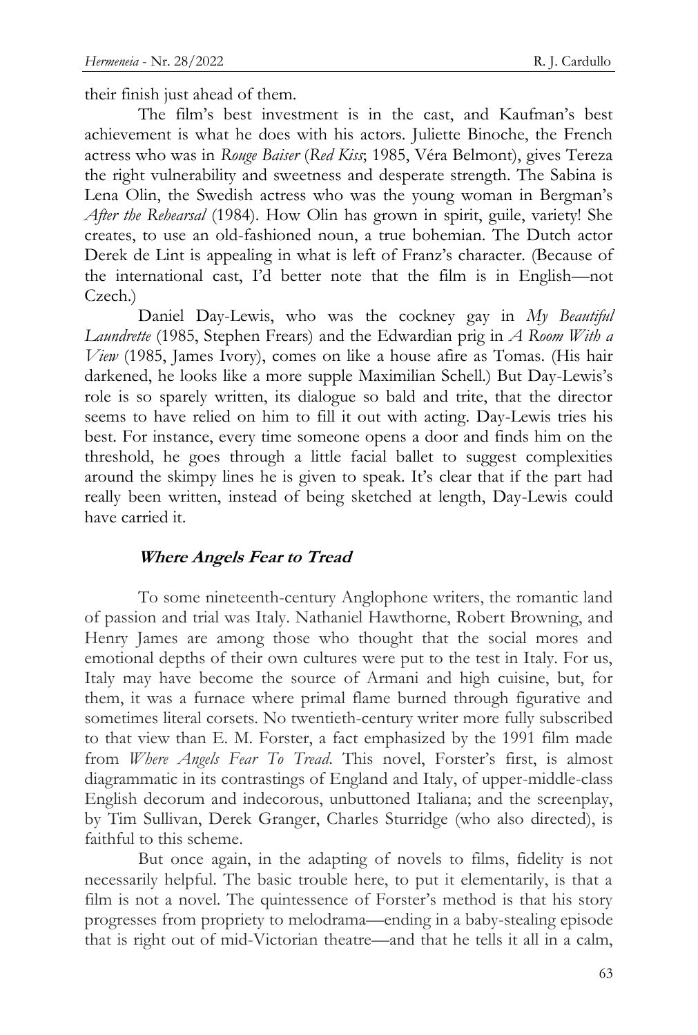their finish just ahead of them.

The film's best investment is in the cast, and Kaufman's best achievement is what he does with his actors. Juliette Binoche, the French actress who was in *Rouge Baiser* (*Red Kiss*; 1985, Véra Belmont), gives Tereza the right vulnerability and sweetness and desperate strength. The Sabina is Lena Olin, the Swedish actress who was the young woman in Bergman's *After the Rehearsal* (1984). How Olin has grown in spirit, guile, variety! She creates, to use an old-fashioned noun, a true bohemian. The Dutch actor Derek de Lint is appealing in what is left of Franz's character. (Because of the international cast, I'd better note that the film is in English—not Czech.)

Daniel Day-Lewis, who was the cockney gay in *My Beautiful Laundrette* (1985, Stephen Frears) and the Edwardian prig in *A Room With a View* (1985, James Ivory), comes on like a house afire as Tomas. (His hair darkened, he looks like a more supple Maximilian Schell.) But Day-Lewis's role is so sparely written, its dialogue so bald and trite, that the director seems to have relied on him to fill it out with acting. Day-Lewis tries his best. For instance, every time someone opens a door and finds him on the threshold, he goes through a little facial ballet to suggest complexities around the skimpy lines he is given to speak. It's clear that if the part had really been written, instead of being sketched at length, Day-Lewis could have carried it.

### *Where Angels Fear to Tread*

To some nineteenth-century Anglophone writers, the romantic land of passion and trial was Italy. Nathaniel Hawthorne, Robert Browning, and Henry James are among those who thought that the social mores and emotional depths of their own cultures were put to the test in Italy. For us, Italy may have become the source of Armani and high cuisine, but, for them, it was a furnace where primal flame burned through figurative and sometimes literal corsets. No twentieth-century writer more fully subscribed to that view than E. M. Forster, a fact emphasized by the 1991 film made from *Where Angels Fear To Tread*. This novel, Forster's first, is almost diagrammatic in its contrastings of England and Italy, of upper-middle-class English decorum and indecorous, unbuttoned Italiana; and the screenplay, by Tim Sullivan, Derek Granger, Charles Sturridge (who also directed), is faithful to this scheme.

But once again, in the adapting of novels to films, fidelity is not necessarily helpful. The basic trouble here, to put it elementarily, is that a film is not a novel. The quintessence of Forster's method is that his story progresses from propriety to melodrama—ending in a baby-stealing episode that is right out of mid-Victorian theatre—and that he tells it all in a calm,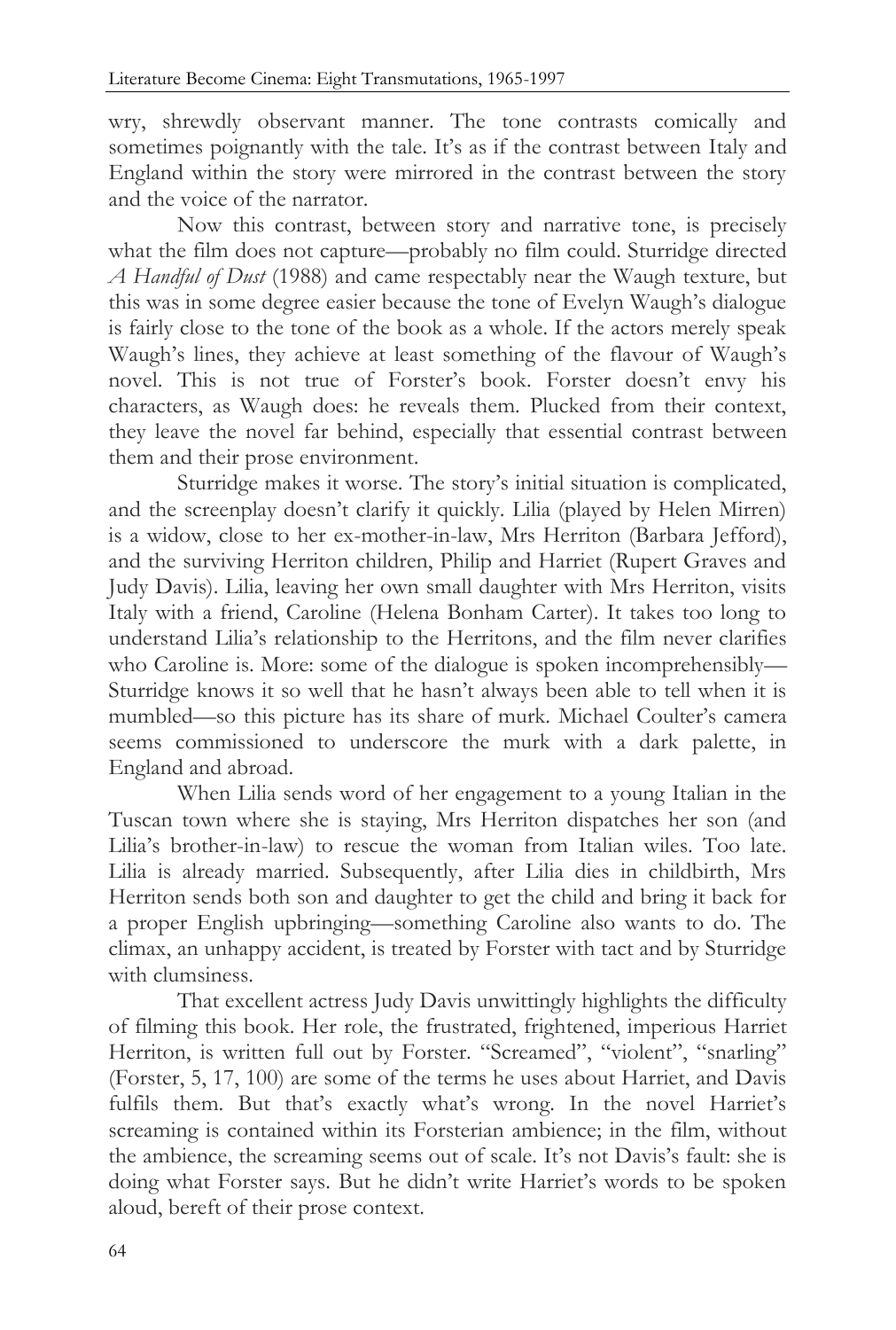wry, shrewdly observant manner. The tone contrasts comically and sometimes poignantly with the tale. It's as if the contrast between Italy and England within the story were mirrored in the contrast between the story and the voice of the narrator.

Now this contrast, between story and narrative tone, is precisely what the film does not capture—probably no film could. Sturridge directed *A Handful of Dust* (1988) and came respectably near the Waugh texture, but this was in some degree easier because the tone of Evelyn Waugh's dialogue is fairly close to the tone of the book as a whole. If the actors merely speak Waugh's lines, they achieve at least something of the flavour of Waugh's novel. This is not true of Forster's book. Forster doesn't envy his characters, as Waugh does: he reveals them. Plucked from their context, they leave the novel far behind, especially that essential contrast between them and their prose environment.

Sturridge makes it worse. The story's initial situation is complicated, and the screenplay doesn't clarify it quickly. Lilia (played by Helen Mirren) is a widow, close to her ex-mother-in-law, Mrs Herriton (Barbara Jefford), and the surviving Herriton children, Philip and Harriet (Rupert Graves and Judy Davis). Lilia, leaving her own small daughter with Mrs Herriton, visits Italy with a friend, Caroline (Helena Bonham Carter). It takes too long to understand Lilia's relationship to the Herritons, and the film never clarifies who Caroline is. More: some of the dialogue is spoken incomprehensibly—Sturridge knows it so well that he hasn't always been able to tell when it is mumbled—so this picture has its share of murk. Michael Coulter's camera seems commissioned to underscore the murk with a dark palette, in England and abroad.

When Lilia sends word of her engagement to a young Italian in the Tuscan town where she is staying, Mrs Herriton dispatches her son (and Lilia's brother-in-law) to rescue the woman from Italian wiles. Too late. Lilia is already married. Subsequently, after Lilia dies in childbirth, Mrs Herriton sends both son and daughter to get the child and bring it back for a proper English upbringing—something Caroline also wants to do. The climax, an unhappy accident, is treated by Forster with tact and by Sturridge with clumsiness.

That excellent actress Judy Davis unwittingly highlights the difficulty of filming this book. Her role, the frustrated, frightened, imperious Harriet Herriton, is written full out by Forster. "Screamed", "violent", "snarling" (Forster, 5, 17, 100) are some of the terms he uses about Harriet, and Davis fulfils them. But that's exactly what's wrong. In the novel Harriet's screaming is contained within its Forsterian ambience; in the film, without the ambience, the screaming seems out of scale. It's not Davis's fault: she is doing what Forster says. But he didn't write Harriet's words to be spoken aloud, bereft of their prose context.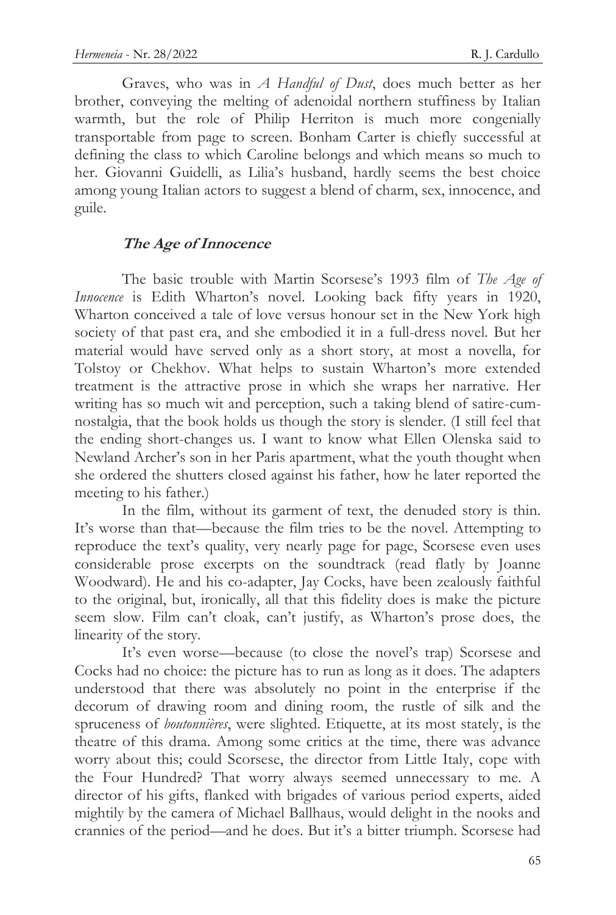Graves, who was in *A Handful of Dust*, does much better as her brother, conveying the melting of adenoidal northern stuffiness by Italian warmth, but the role of Philip Herriton is much more congenially transportable from page to screen. Bonham Carter is chiefly successful at defining the class to which Caroline belongs and which means so much to her. Giovanni Guidelli, as Lilia's husband, hardly seems the best choice among young Italian actors to suggest a blend of charm, sex, innocence, and guile.

### *The Age of Innocence*

The basic trouble with Martin Scorsese's 1993 film of *The Age of Innocence* is Edith Wharton's novel. Looking back fifty years in 1920, Wharton conceived a tale of love versus honour set in the New York high society of that past era, and she embodied it in a full-dress novel. But her material would have served only as a short story, at most a novella, for Tolstoy or Chekhov. What helps to sustain Wharton's more extended treatment is the attractive prose in which she wraps her narrative. Her writing has so much wit and perception, such a taking blend of satire-cum-nostalgia, that the book holds us though the story is slender. (I still feel that the ending short-changes us. I want to know what Ellen Olenska said to Newland Archer's son in her Paris apartment, what the youth thought when she ordered the shutters closed against his father, how he later reported the meeting to his father.)

In the film, without its garment of text, the denuded story is thin. It's worse than that—because the film tries to be the novel. Attempting to reproduce the text's quality, very nearly page for page, Scorsese even uses considerable prose excerpts on the soundtrack (read flatly by Joanne Woodward). He and his co-adapter, Jay Cocks, have been zealously faithful to the original, but, ironically, all that this fidelity does is make the picture seem slow. Film can't cloak, can't justify, as Wharton's prose does, the linearity of the story.

It's even worse—because (to close the novel's trap) Scorsese and Cocks had no choice: the picture has to run as long as it does. The adapters understood that there was absolutely no point in the enterprise if the decorum of drawing room and dining room, the rustle of silk and the spruceness of *boutonnières*, were slighted. Etiquette, at its most stately, is the theatre of this drama. Among some critics at the time, there was advance worry about this; could Scorsese, the director from Little Italy, cope with the Four Hundred? That worry always seemed unnecessary to me. A director of his gifts, flanked with brigades of various period experts, aided mightily by the camera of Michael Ballhaus, would delight in the nooks and crannies of the period—and he does. But it's a bitter triumph. Scorsese had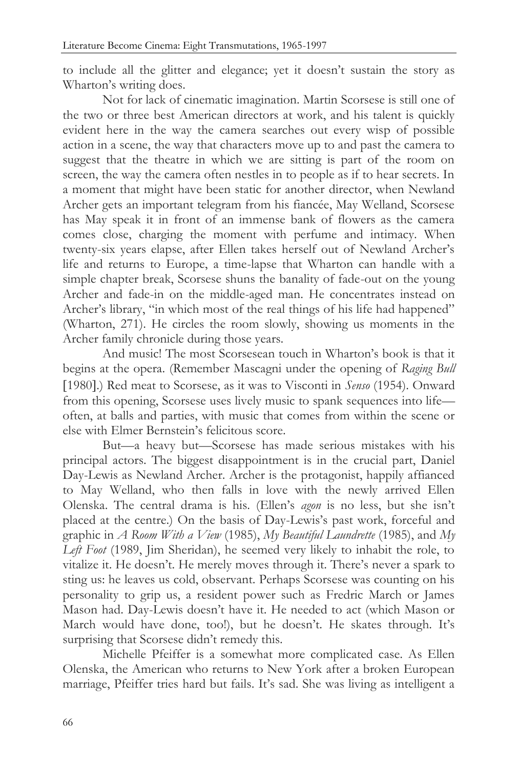to include all the glitter and elegance; yet it doesn't sustain the story as Wharton's writing does.

Not for lack of cinematic imagination. Martin Scorsese is still one of the two or three best American directors at work, and his talent is quickly evident here in the way the camera searches out every wisp of possible action in a scene, the way that characters move up to and past the camera to suggest that the theatre in which we are sitting is part of the room on screen, the way the camera often nestles in to people as if to hear secrets. In a moment that might have been static for another director, when Newland Archer gets an important telegram from his fiancée, May Welland, Scorsese has May speak it in front of an immense bank of flowers as the camera comes close, charging the moment with perfume and intimacy. When twenty-six years elapse, after Ellen takes herself out of Newland Archer's life and returns to Europe, a time-lapse that Wharton can handle with a simple chapter break, Scorsese shuns the banality of fade-out on the young Archer and fade-in on the middle-aged man. He concentrates instead on Archer's library, "in which most of the real things of his life had happened" (Wharton, 271). He circles the room slowly, showing us moments in the Archer family chronicle during those years.

And music! The most Scorsesean touch in Wharton's book is that it begins at the opera. (Remember Mascagni under the opening of *Raging Bull* [1980].) Red meat to Scorsese, as it was to Visconti in *Senso* (1954). Onward from this opening, Scorsese uses lively music to spank sequences into life—often, at balls and parties, with music that comes from within the scene or else with Elmer Bernstein's felicitous score.

But—a heavy but—Scorsese has made serious mistakes with his principal actors. The biggest disappointment is in the crucial part, Daniel Day-Lewis as Newland Archer. Archer is the protagonist, happily affianced to May Welland, who then falls in love with the newly arrived Ellen Olenska. The central drama is his. (Ellen's *agon* is no less, but she isn't placed at the centre.) On the basis of Day-Lewis's past work, forceful and graphic in *A Room With a View* (1985), *My Beautiful Laundrette* (1985), and *My Left Foot* (1989, Jim Sheridan), he seemed very likely to inhabit the role, to vitalize it. He doesn't. He merely moves through it. There's never a spark to sting us: he leaves us cold, observant. Perhaps Scorsese was counting on his personality to grip us, a resident power such as Fredric March or James Mason had. Day-Lewis doesn't have it. He needed to act (which Mason or March would have done, too!), but he doesn't. He skates through. It's surprising that Scorsese didn't remedy this.

Michelle Pfeiffer is a somewhat more complicated case. As Ellen Olenska, the American who returns to New York after a broken European marriage, Pfeiffer tries hard but fails. It's sad. She was living as intelligent a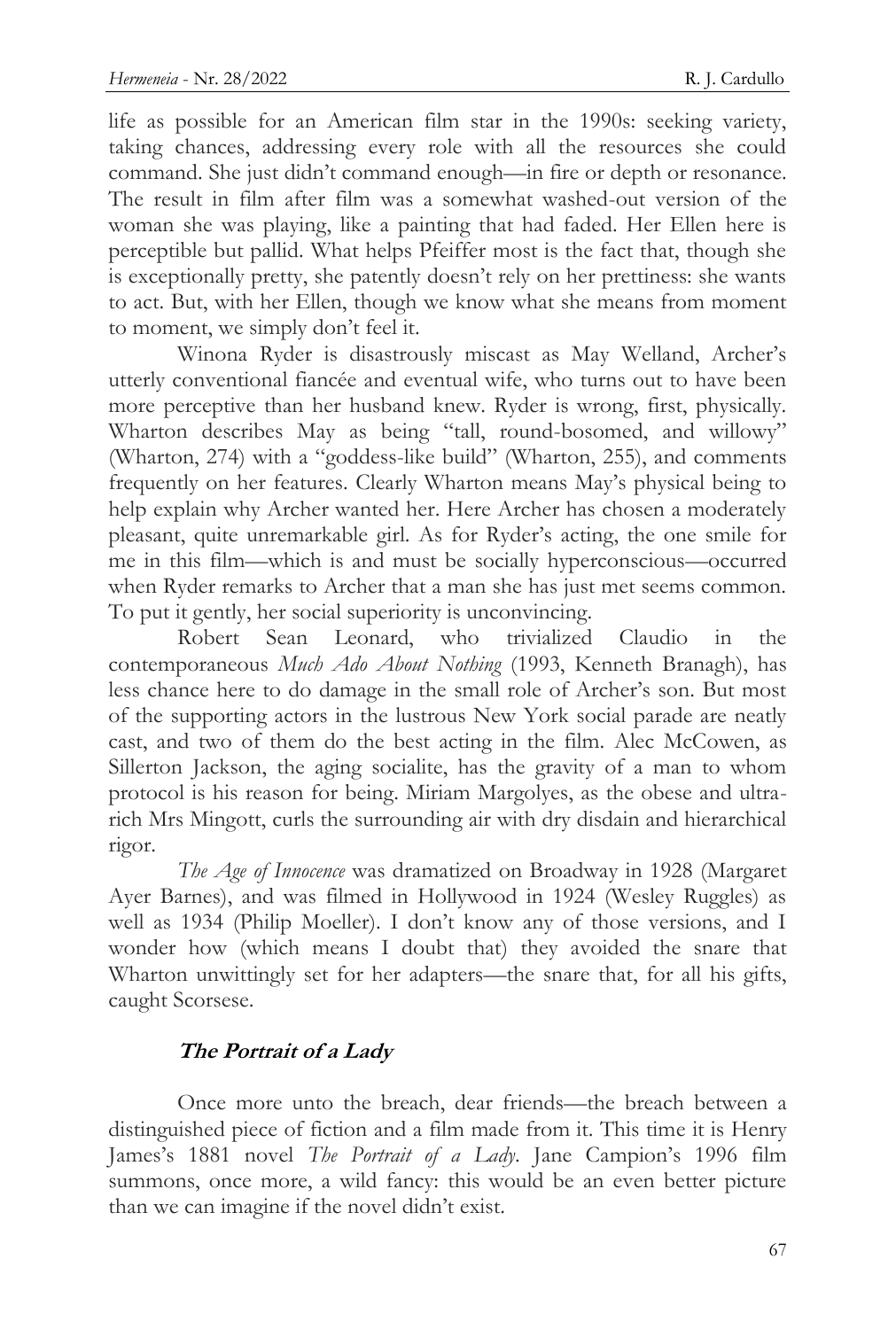life as possible for an American film star in the 1990s: seeking variety, taking chances, addressing every role with all the resources she could command. She just didn't command enough—in fire or depth or resonance. The result in film after film was a somewhat washed-out version of the woman she was playing, like a painting that had faded. Her Ellen here is perceptible but pallid. What helps Pfeiffer most is the fact that, though she is exceptionally pretty, she patently doesn't rely on her prettiness: she wants to act. But, with her Ellen, though we know what she means from moment to moment, we simply don't feel it.

Winona Ryder is disastrously miscast as May Welland, Archer's utterly conventional fiancée and eventual wife, who turns out to have been more perceptive than her husband knew. Ryder is wrong, first, physically. Wharton describes May as being "tall, round-bosomed, and willowy" (Wharton, 274) with a "goddess-like build" (Wharton, 255), and comments frequently on her features. Clearly Wharton means May's physical being to help explain why Archer wanted her. Here Archer has chosen a moderately pleasant, quite unremarkable girl. As for Ryder's acting, the one smile for me in this film—which is and must be socially hyperconscious—occurred when Ryder remarks to Archer that a man she has just met seems common. To put it gently, her social superiority is unconvincing.

Robert Sean Leonard, who trivialized Claudio in the contemporaneous *Much Ado About Nothing* (1993, Kenneth Branagh), has less chance here to do damage in the small role of Archer's son. But most of the supporting actors in the lustrous New York social parade are neatly cast, and two of them do the best acting in the film. Alec McCowen, as Sillerton Jackson, the aging socialite, has the gravity of a man to whom protocol is his reason for being. Miriam Margolyes, as the obese and ultra-rich Mrs Mingott, curls the surrounding air with dry disdain and hierarchical rigor.

*The Age of Innocence* was dramatized on Broadway in 1928 (Margaret Ayer Barnes), and was filmed in Hollywood in 1924 (Wesley Ruggles) as well as 1934 (Philip Moeller). I don't know any of those versions, and I wonder how (which means I doubt that) they avoided the snare that Wharton unwittingly set for her adapters—the snare that, for all his gifts, caught Scorsese.

### ***The Portrait of a Lady***

Once more unto the breach, dear friends—the breach between a distinguished piece of fiction and a film made from it. This time it is Henry James's 1881 novel *The Portrait of a Lady*. Jane Campion's 1996 film summons, once more, a wild fancy: this would be an even better picture than we can imagine if the novel didn't exist.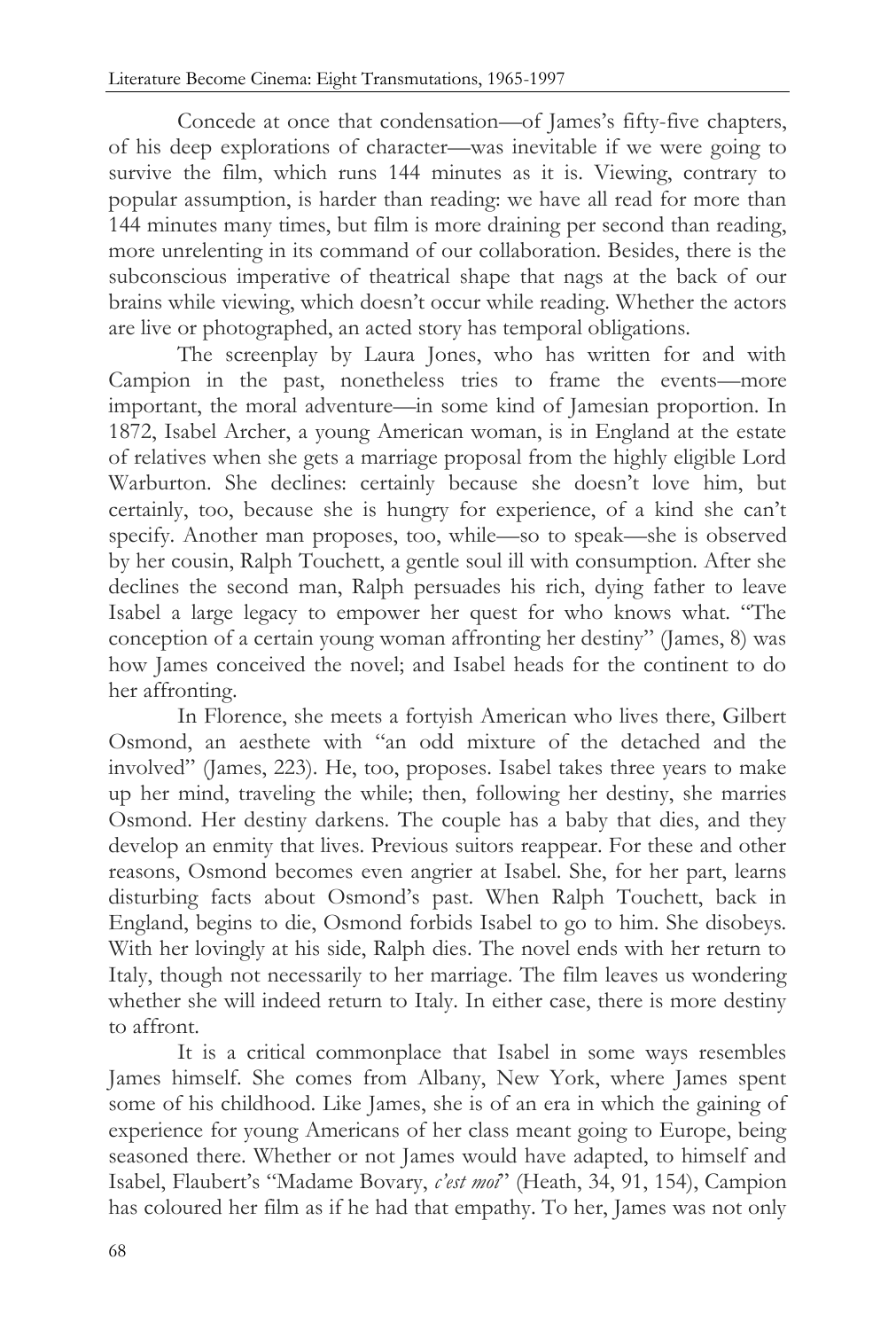Concede at once that condensation—of James's fifty-five chapters, of his deep explorations of character—was inevitable if we were going to survive the film, which runs 144 minutes as it is. Viewing, contrary to popular assumption, is harder than reading: we have all read for more than 144 minutes many times, but film is more draining per second than reading, more unrelenting in its command of our collaboration. Besides, there is the subconscious imperative of theatrical shape that nags at the back of our brains while viewing, which doesn't occur while reading. Whether the actors are live or photographed, an acted story has temporal obligations.

The screenplay by Laura Jones, who has written for and with Campion in the past, nonetheless tries to frame the events—more important, the moral adventure—in some kind of Jamesian proportion. In 1872, Isabel Archer, a young American woman, is in England at the estate of relatives when she gets a marriage proposal from the highly eligible Lord Warburton. She declines: certainly because she doesn't love him, but certainly, too, because she is hungry for experience, of a kind she can't specify. Another man proposes, too, while—so to speak—she is observed by her cousin, Ralph Touchett, a gentle soul ill with consumption. After she declines the second man, Ralph persuades his rich, dying father to leave Isabel a large legacy to empower her quest for who knows what. "The conception of a certain young woman affronting her destiny" (James, 8) was how James conceived the novel; and Isabel heads for the continent to do her affronting.

In Florence, she meets a fortyish American who lives there, Gilbert Osmond, an aesthete with "an odd mixture of the detached and the involved" (James, 223). He, too, proposes. Isabel takes three years to make up her mind, traveling the while; then, following her destiny, she marries Osmond. Her destiny darkens. The couple has a baby that dies, and they develop an enmity that lives. Previous suitors reappear. For these and other reasons, Osmond becomes even angrier at Isabel. She, for her part, learns disturbing facts about Osmond's past. When Ralph Touchett, back in England, begins to die, Osmond forbids Isabel to go to him. She disobeys. With her lovingly at his side, Ralph dies. The novel ends with her return to Italy, though not necessarily to her marriage. The film leaves us wondering whether she will indeed return to Italy. In either case, there is more destiny to affront.

It is a critical commonplace that Isabel in some ways resembles James himself. She comes from Albany, New York, where James spent some of his childhood. Like James, she is of an era in which the gaining of experience for young Americans of her class meant going to Europe, being seasoned there. Whether or not James would have adapted, to himself and Isabel, Flaubert's "Madame Bovary, *c'est moi*" (Heath, 34, 91, 154), Campion has coloured her film as if he had that empathy. To her, James was not only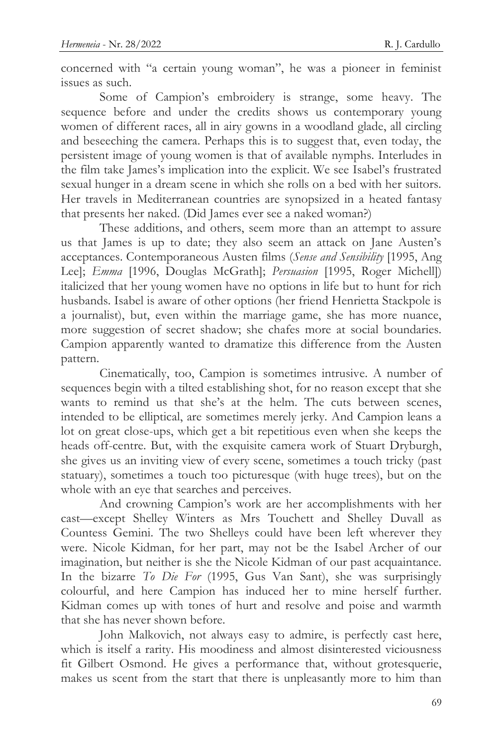concerned with "a certain young woman", he was a pioneer in feminist issues as such.

Some of Campion's embroidery is strange, some heavy. The sequence before and under the credits shows us contemporary young women of different races, all in airy gowns in a woodland glade, all circling and beseeching the camera. Perhaps this is to suggest that, even today, the persistent image of young women is that of available nymphs. Interludes in the film take James's implication into the explicit. We see Isabel's frustrated sexual hunger in a dream scene in which she rolls on a bed with her suitors. Her travels in Mediterranean countries are synopsized in a heated fantasy that presents her naked. (Did James ever see a naked woman?)

These additions, and others, seem more than an attempt to assure us that James is up to date; they also seem an attack on Jane Austen's acceptances. Contemporaneous Austen films (*Sense and Sensibility* [1995, Ang Lee]; *Emma* [1996, Douglas McGrath]; *Persuasion* [1995, Roger Michell]) italicized that her young women have no options in life but to hunt for rich husbands. Isabel is aware of other options (her friend Henrietta Stackpole is a journalist), but, even within the marriage game, she has more nuance, more suggestion of secret shadow; she chafes more at social boundaries. Campion apparently wanted to dramatize this difference from the Austen pattern.

Cinematically, too, Campion is sometimes intrusive. A number of sequences begin with a tilted establishing shot, for no reason except that she wants to remind us that she's at the helm. The cuts between scenes, intended to be elliptical, are sometimes merely jerky. And Campion leans a lot on great close-ups, which get a bit repetitious even when she keeps the heads off-centre. But, with the exquisite camera work of Stuart Dryburgh, she gives us an inviting view of every scene, sometimes a touch tricky (past statuary), sometimes a touch too picturesque (with huge trees), but on the whole with an eye that searches and perceives.

And crowning Campion's work are her accomplishments with her cast—except Shelley Winters as Mrs Touchett and Shelley Duvall as Countess Gemini. The two Shelleys could have been left wherever they were. Nicole Kidman, for her part, may not be the Isabel Archer of our imagination, but neither is she the Nicole Kidman of our past acquaintance. In the bizarre *To Die For* (1995, Gus Van Sant), she was surprisingly colourful, and here Campion has induced her to mine herself further. Kidman comes up with tones of hurt and resolve and poise and warmth that she has never shown before.

John Malkovich, not always easy to admire, is perfectly cast here, which is itself a rarity. His moodiness and almost disinterested viciousness fit Gilbert Osmond. He gives a performance that, without grotesquerie, makes us scent from the start that there is unpleasantly more to him than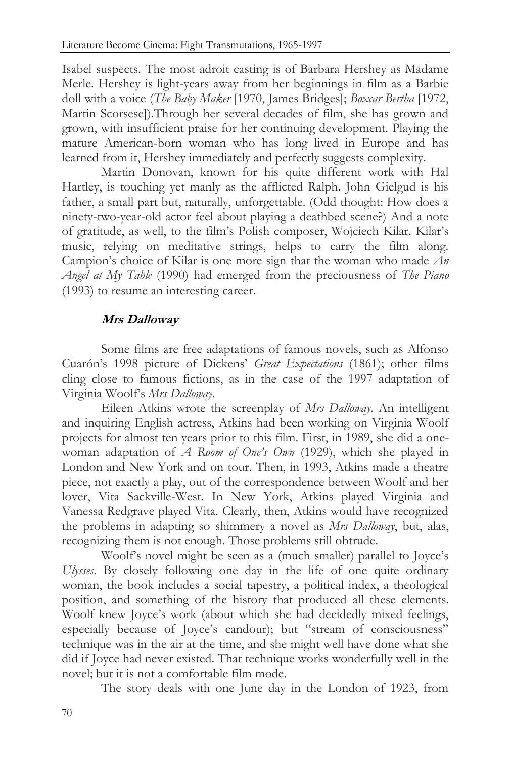Isabel suspects. The most adroit casting is of Barbara Hershey as Madame Merle. Hershey is light-years away from her beginnings in film as a Barbie doll with a voice (*The Baby Maker* [1970, James Bridges]; *Boxcar Bertha* [1972, Martin Scorsese]).Through her several decades of film, she has grown and grown, with insufficient praise for her continuing development. Playing the mature American-born woman who has long lived in Europe and has learned from it, Hershey immediately and perfectly suggests complexity.

Martin Donovan, known for his quite different work with Hal Hartley, is touching yet manly as the afflicted Ralph. John Gielgud is his father, a small part but, naturally, unforgettable. (Odd thought: How does a ninety-two-year-old actor feel about playing a deathbed scene?) And a note of gratitude, as well, to the film's Polish composer, Wojciech Kilar. Kilar's music, relying on meditative strings, helps to carry the film along. Campion's choice of Kilar is one more sign that the woman who made *An Angel at My Table* (1990) had emerged from the preciousness of *The Piano* (1993) to resume an interesting career.

### *Mrs Dalloway*

Some films are free adaptations of famous novels, such as Alfonso Cuarón's 1998 picture of Dickens' *Great Expectations* (1861); other films cling close to famous fictions, as in the case of the 1997 adaptation of Virginia Woolf's *Mrs Dalloway*.

Eileen Atkins wrote the screenplay of *Mrs Dalloway*. An intelligent and inquiring English actress, Atkins had been working on Virginia Woolf projects for almost ten years prior to this film. First, in 1989, she did a one-woman adaptation of *A Room of One's Own* (1929), which she played in London and New York and on tour. Then, in 1993, Atkins made a theatre piece, not exactly a play, out of the correspondence between Woolf and her lover, Vita Sackville-West. In New York, Atkins played Virginia and Vanessa Redgrave played Vita. Clearly, then, Atkins would have recognized the problems in adapting so shimmery a novel as *Mrs Dalloway*, but, alas, recognizing them is not enough. Those problems still obtrude.

Woolf's novel might be seen as a (much smaller) parallel to Joyce's *Ulysses*. By closely following one day in the life of one quite ordinary woman, the book includes a social tapestry, a political index, a theological position, and something of the history that produced all these elements. Woolf knew Joyce's work (about which she had decidedly mixed feelings, especially because of Joyce's candour); but "stream of consciousness" technique was in the air at the time, and she might well have done what she did if Joyce had never existed. That technique works wonderfully well in the novel; but it is not a comfortable film mode.

The story deals with one June day in the London of 1923, from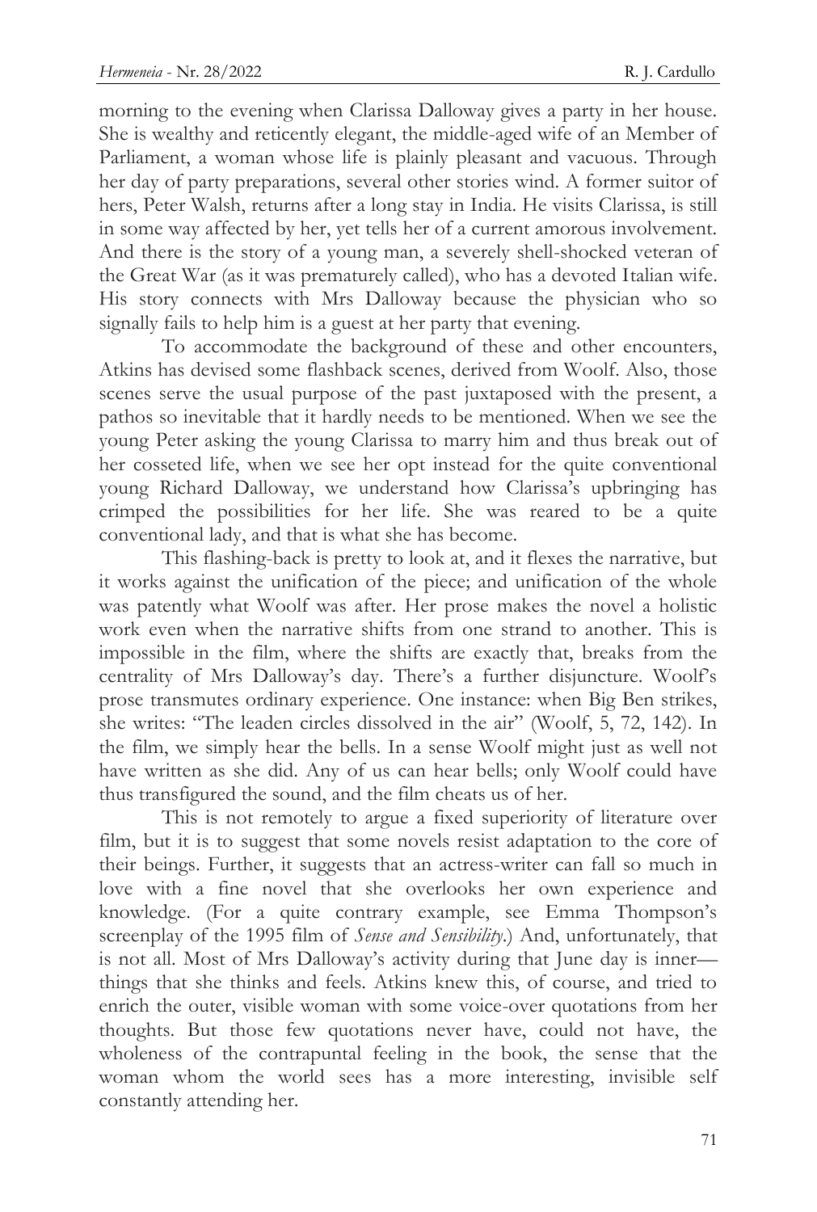morning to the evening when Clarissa Dalloway gives a party in her house. She is wealthy and reticently elegant, the middle-aged wife of an Member of Parliament, a woman whose life is plainly pleasant and vacuous. Through her day of party preparations, several other stories wind. A former suitor of hers, Peter Walsh, returns after a long stay in India. He visits Clarissa, is still in some way affected by her, yet tells her of a current amorous involvement. And there is the story of a young man, a severely shell-shocked veteran of the Great War (as it was prematurely called), who has a devoted Italian wife. His story connects with Mrs Dalloway because the physician who so signally fails to help him is a guest at her party that evening.

To accommodate the background of these and other encounters, Atkins has devised some flashback scenes, derived from Woolf. Also, those scenes serve the usual purpose of the past juxtaposed with the present, a pathos so inevitable that it hardly needs to be mentioned. When we see the young Peter asking the young Clarissa to marry him and thus break out of her cosseted life, when we see her opt instead for the quite conventional young Richard Dalloway, we understand how Clarissa's upbringing has crimped the possibilities for her life. She was reared to be a quite conventional lady, and that is what she has become.

This flashing-back is pretty to look at, and it flexes the narrative, but it works against the unification of the piece; and unification of the whole was patently what Woolf was after. Her prose makes the novel a holistic work even when the narrative shifts from one strand to another. This is impossible in the film, where the shifts are exactly that, breaks from the centrality of Mrs Dalloway's day. There's a further disjuncture. Woolf's prose transmutes ordinary experience. One instance: when Big Ben strikes, she writes: "The leaden circles dissolved in the air" (Woolf, 5, 72, 142). In the film, we simply hear the bells. In a sense Woolf might just as well not have written as she did. Any of us can hear bells; only Woolf could have thus transfigured the sound, and the film cheats us of her.

This is not remotely to argue a fixed superiority of literature over film, but it is to suggest that some novels resist adaptation to the core of their beings. Further, it suggests that an actress-writer can fall so much in love with a fine novel that she overlooks her own experience and knowledge. (For a quite contrary example, see Emma Thompson's screenplay of the 1995 film of *Sense and Sensibility*.) And, unfortunately, that is not all. Most of Mrs Dalloway's activity during that June day is inner—things that she thinks and feels. Atkins knew this, of course, and tried to enrich the outer, visible woman with some voice-over quotations from her thoughts. But those few quotations never have, could not have, the wholeness of the contrapuntal feeling in the book, the sense that the woman whom the world sees has a more interesting, invisible self constantly attending her.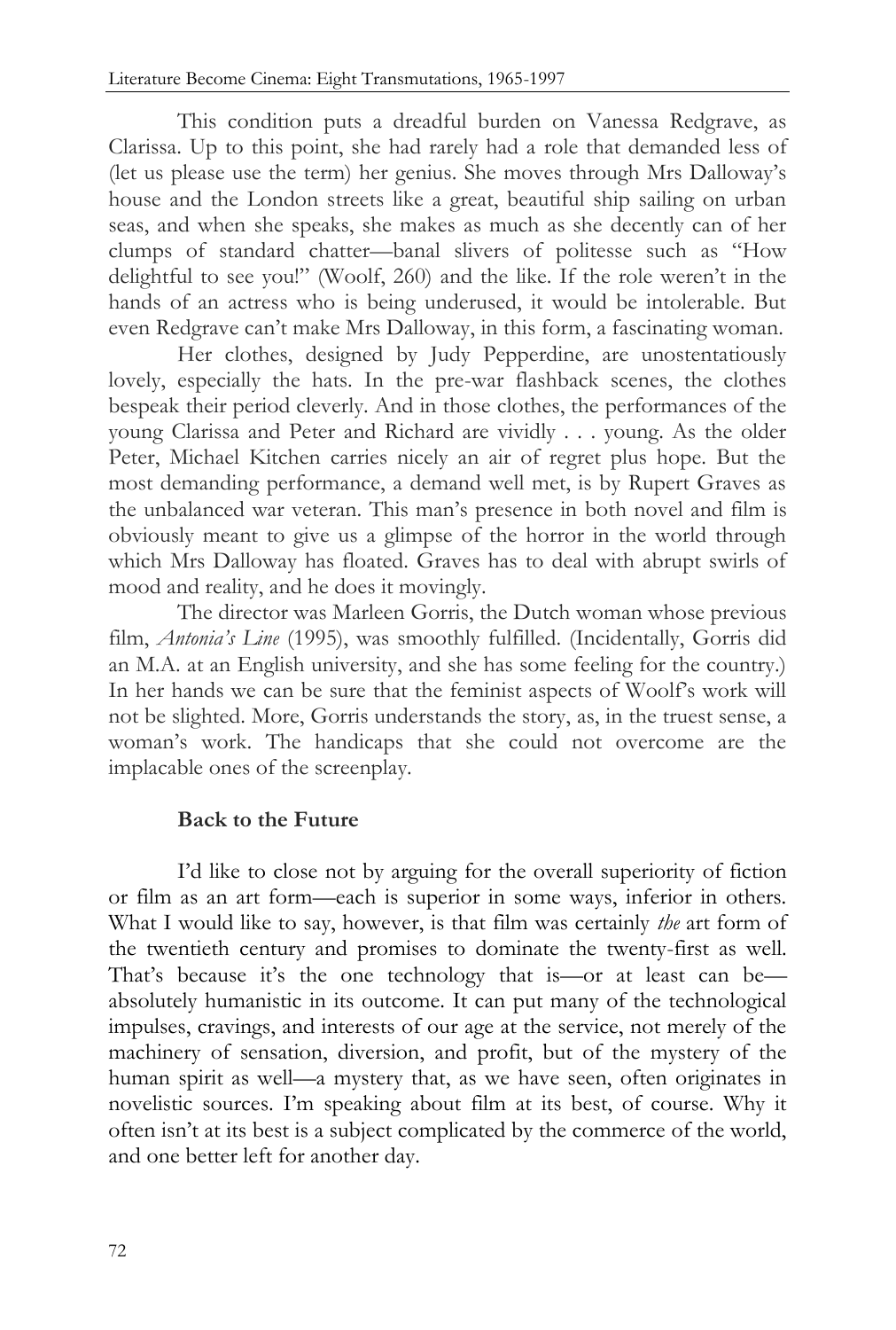This condition puts a dreadful burden on Vanessa Redgrave, as Clarissa. Up to this point, she had rarely had a role that demanded less of (let us please use the term) her genius. She moves through Mrs Dalloway's house and the London streets like a great, beautiful ship sailing on urban seas, and when she speaks, she makes as much as she decently can of her clumps of standard chatter—banal slivers of politesse such as "How delightful to see you!" (Woolf, 260) and the like. If the role weren't in the hands of an actress who is being underused, it would be intolerable. But even Redgrave can't make Mrs Dalloway, in this form, a fascinating woman.

Her clothes, designed by Judy Pepperdine, are unostentatiously lovely, especially the hats. In the pre-war flashback scenes, the clothes bespeak their period cleverly. And in those clothes, the performances of the young Clarissa and Peter and Richard are vividly . . . young. As the older Peter, Michael Kitchen carries nicely an air of regret plus hope. But the most demanding performance, a demand well met, is by Rupert Graves as the unbalanced war veteran. This man's presence in both novel and film is obviously meant to give us a glimpse of the horror in the world through which Mrs Dalloway has floated. Graves has to deal with abrupt swirls of mood and reality, and he does it movingly.

The director was Marleen Gorris, the Dutch woman whose previous film, *Antonia's Line* (1995), was smoothly fulfilled. (Incidentally, Gorris did an M.A. at an English university, and she has some feeling for the country.) In her hands we can be sure that the feminist aspects of Woolf's work will not be slighted. More, Gorris understands the story, as, in the truest sense, a woman's work. The handicaps that she could not overcome are the implacable ones of the screenplay.

## Back to the Future

I'd like to close not by arguing for the overall superiority of fiction or film as an art form—each is superior in some ways, inferior in others. What I would like to say, however, is that film was certainly *the* art form of the twentieth century and promises to dominate the twenty-first as well. That's because it's the one technology that is—or at least can be—absolutely humanistic in its outcome. It can put many of the technological impulses, cravings, and interests of our age at the service, not merely of the machinery of sensation, diversion, and profit, but of the mystery of the human spirit as well—a mystery that, as we have seen, often originates in novelistic sources. I'm speaking about film at its best, of course. Why it often isn't at its best is a subject complicated by the commerce of the world, and one better left for another day.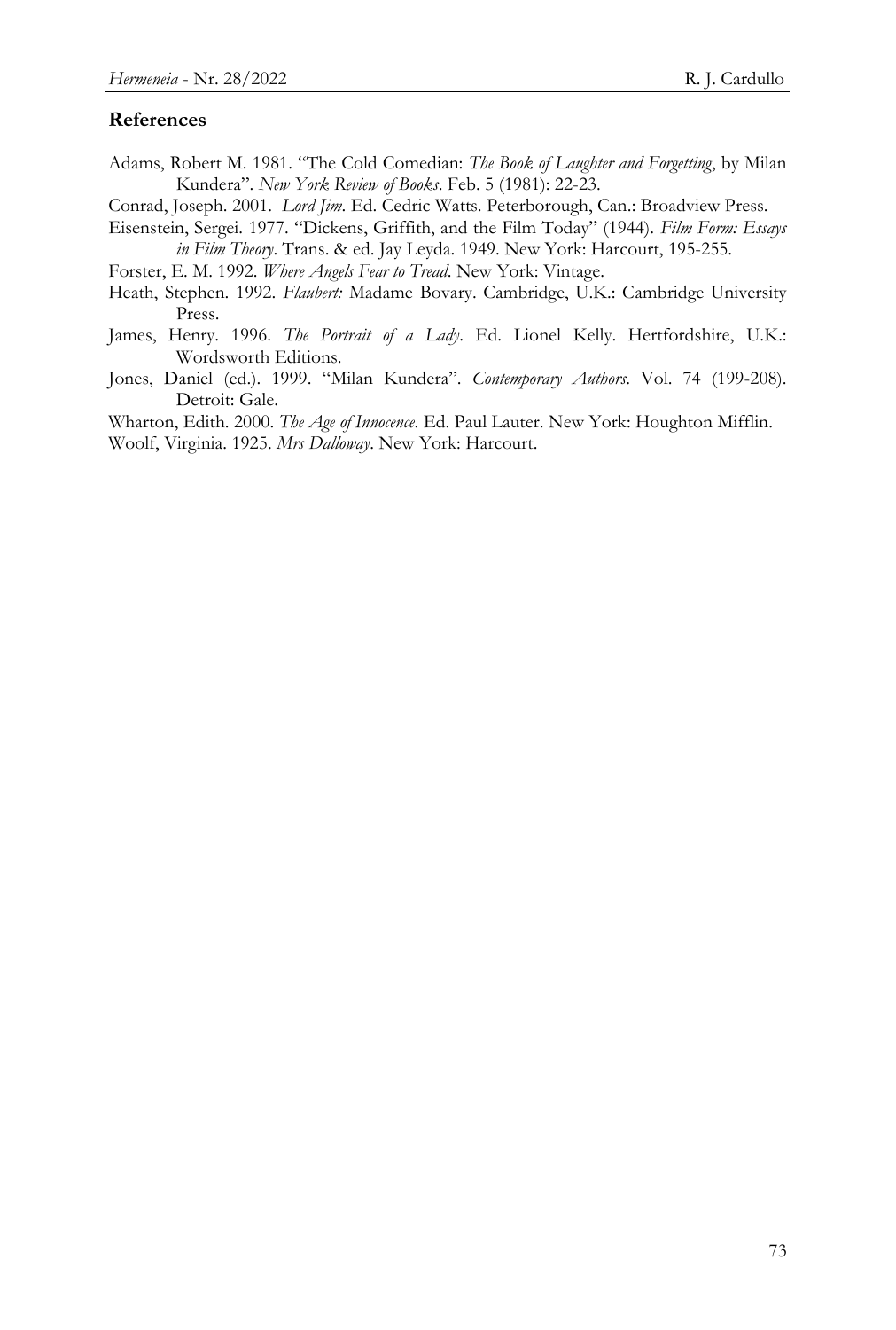## References

Adams, Robert M. 1981. "The Cold Comedian: *The Book of Laughter and Forgetting*, by Milan Kundera". *New York Review of Books*. Feb. 5 (1981): 22-23.

Conrad, Joseph. 2001. *Lord Jim*. Ed. Cedric Watts. Peterborough, Can.: Broadview Press.

Eisenstein, Sergei. 1977. "Dickens, Griffith, and the Film Today" (1944). *Film Form: Essays in Film Theory*. Trans. & ed. Jay Leyda. 1949. New York: Harcourt, 195-255.

Forster, E. M. 1992. *Where Angels Fear to Tread*. New York: Vintage.

Heath, Stephen. 1992. *Flaubert:* Madame Bovary. Cambridge, U.K.: Cambridge University Press.

James, Henry. 1996. *The Portrait of a Lady*. Ed. Lionel Kelly. Hertfordshire, U.K.: Wordsworth Editions.

Jones, Daniel (ed.). 1999. "Milan Kundera". *Contemporary Authors*. Vol. 74 (199-208). Detroit: Gale.

Wharton, Edith. 2000. *The Age of Innocence*. Ed. Paul Lauter. New York: Houghton Mifflin.

Woolf, Virginia. 1925. *Mrs Dalloway*. New York: Harcourt.